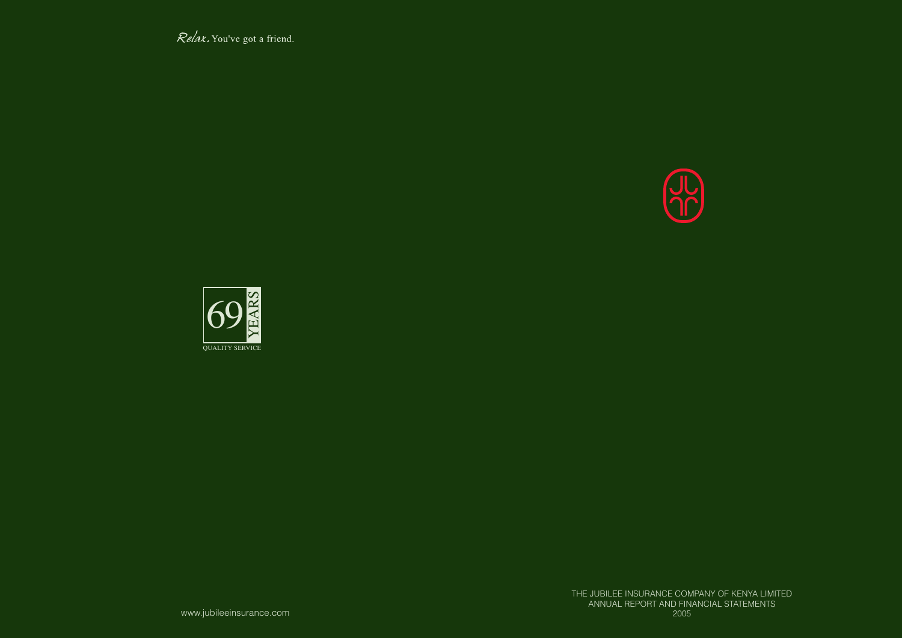*Relax.* You've got a friend.

69 YEARS

QUALITY SERVICE

THE JUBILEE INSURANCE COMPANY OF KENYA LIMITED
ANNUAL REPORT AND FINANCIAL STATEMENTS
2005

www.jubileeinsurance.com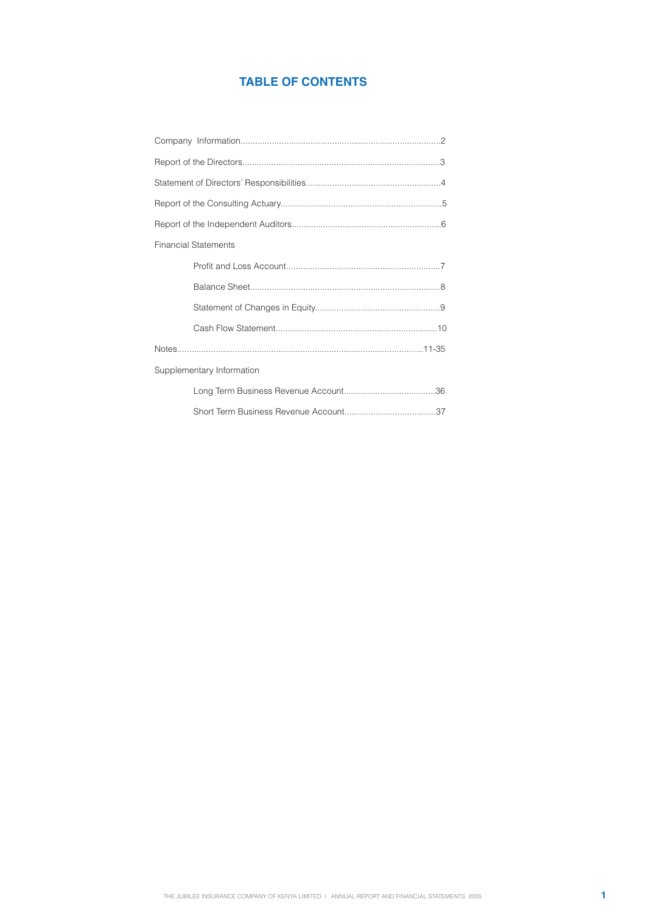# TABLE OF CONTENTS

Company Information..................................................................................2

Report of the Directors.................................................................................3

Statement of Directors' Responsibilities........................................................4

Report of the Consulting Actuary..................................................................5

Report of the Independent Auditors..............................................................6

Financial Statements

- Profit and Loss Account...............................................................7
- Balance Sheet..............................................................................8
- Statement of Changes in Equity...................................................9
- Cash Flow Statement..................................................................10

Notes.....................................................................................................11-35

Supplementary Information

- Long Term Business Revenue Account......................................36
- Short Term Business Revenue Account......................................37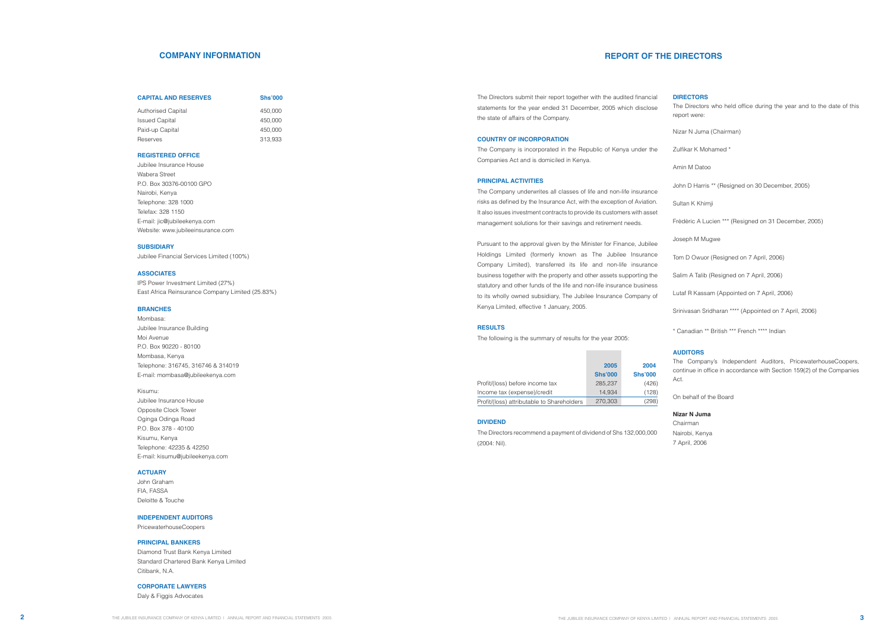## COMPANY INFORMATION

| CAPITAL AND RESERVES | Shs'000 |
|---|---|
| Authorised Capital | 450,000 |
| Issued Capital | 450,000 |
| Paid-up Capital | 450,000 |
| Reserves | 313,933 |

### REGISTERED OFFICE

Jubilee Insurance House
Wabera Street
P.O. Box 30376-00100 GPO
Nairobi, Kenya
Telephone: 328 1000
Telefax: 328 1150
E-mail: jic@jubileekenya.com
Website: www.jubileeinsurance.com

### SUBSIDIARY

Jubilee Financial Services Limited (100%)

### ASSOCIATES

IPS Power Investment Limited (27%)
East Africa Reinsurance Company Limited (25.83%)

### BRANCHES

Mombasa:
Jubilee Insurance Building
Moi Avenue
P.O. Box 90220 - 80100
Mombasa, Kenya
Telephone: 316745, 316746 & 314019
E-mail: mombasa@jubileekenya.com

Kisumu:
Jubilee Insurance House
Opposite Clock Tower
Oginga Odinga Road
P.O. Box 378 - 40100
Kisumu, Kenya
Telephone: 42235 & 42250
E-mail: kisumu@jubileekenya.com

### ACTUARY

John Graham
FIA, FASSA
Deloitte & Touche

### INDEPENDENT AUDITORS

PricewaterhouseCoopers

### PRINCIPAL BANKERS

Diamond Trust Bank Kenya Limited
Standard Chartered Bank Kenya Limited
Citibank, N.A.

### CORPORATE LAWYERS

Daly & Figgis Advocates

## REPORT OF THE DIRECTORS

The Directors submit their report together with the audited financial statements for the year ended 31 December, 2005 which disclose the state of affairs of the Company.

### COUNTRY OF INCORPORATION

The Company is incorporated in the Republic of Kenya under the Companies Act and is domiciled in Kenya.

### PRINCIPAL ACTIVITIES

The Company underwrites all classes of life and non-life insurance risks as defined by the Insurance Act, with the exception of Aviation. It also issues investment contracts to provide its customers with asset management solutions for their savings and retirement needs.

Pursuant to the approval given by the Minister for Finance, Jubilee Holdings Limited (formerly known as The Jubilee Insurance Company Limited), transferred its life and non-life insurance business together with the property and other assets supporting the statutory and other funds of the life and non-life insurance business to its wholly owned subsidiary, The Jubilee Insurance Company of Kenya Limited, effective 1 January, 2005.

### RESULTS

The following is the summary of results for the year 2005:

| | 2005<br>Shs'000 | 2004<br>Shs'000 |
|---|---|---|
| Profit/(loss) before income tax | 285,237 | (426) |
| Income tax (expense)/credit | 14,934 | (128) |
| Profit/(loss) attributable to Shareholders | 270,303 | (298) |

### DIVIDEND

The Directors recommend a payment of dividend of Shs 132,000,000 (2004: Nil).

### DIRECTORS

The Directors who held office during the year and to the date of this report were:

Nizar N Juma (Chairman)

Zulfikar K Mohamed *

Amin M Datoo

John D Harris ** (Resigned on 30 December, 2005)

Sultan K Khimji

Frèdèric A Lucien *** (Resigned on 31 December, 2005)

Joseph M Mugwe

Tom D Owuor (Resigned on 7 April, 2006)

Salim A Talib (Resigned on 7 April, 2006)

Lutaf R Kassam (Appointed on 7 April, 2006)

Srinivasan Sridharan **** (Appointed on 7 April, 2006)

* Canadian ** British *** French **** Indian

### AUDITORS

The Company's Independent Auditors, PricewaterhouseCoopers, continue in office in accordance with Section 159(2) of the Companies Act.

On behalf of the Board

**Nizar N Juma**
Chairman
Nairobi, Kenya
7 April, 2006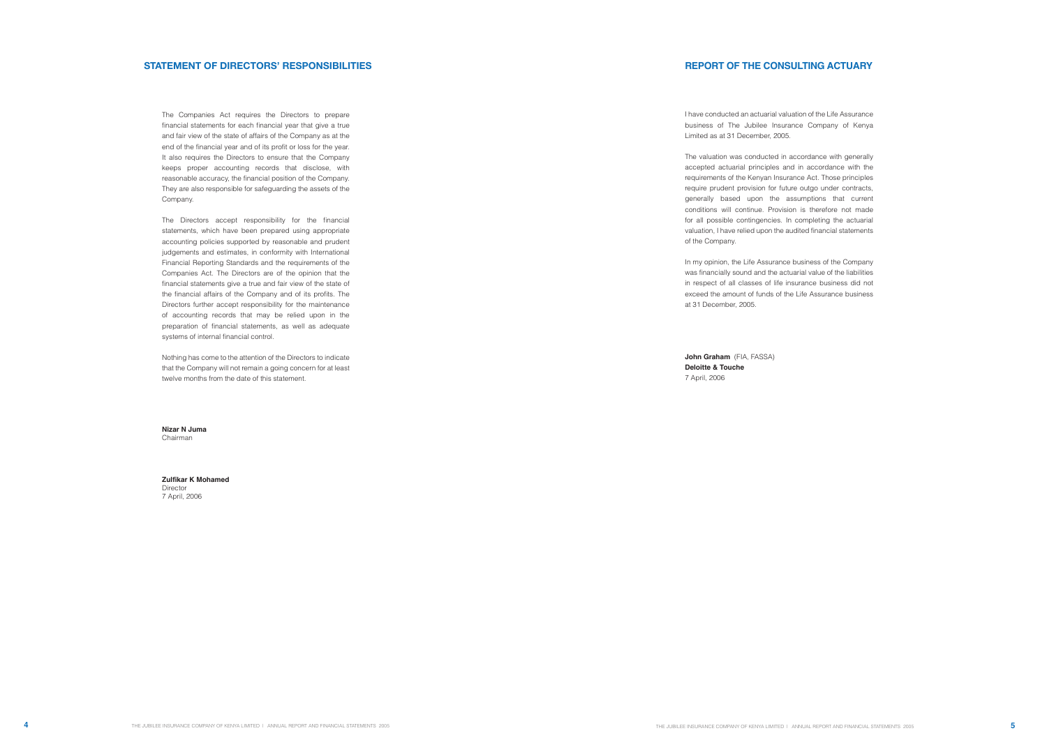## STATEMENT OF DIRECTORS' RESPONSIBILITIES

The Companies Act requires the Directors to prepare financial statements for each financial year that give a true and fair view of the state of affairs of the Company as at the end of the financial year and of its profit or loss for the year. It also requires the Directors to ensure that the Company keeps proper accounting records that disclose, with reasonable accuracy, the financial position of the Company. They are also responsible for safeguarding the assets of the Company.

The Directors accept responsibility for the financial statements, which have been prepared using appropriate accounting policies supported by reasonable and prudent judgements and estimates, in conformity with International Financial Reporting Standards and the requirements of the Companies Act. The Directors are of the opinion that the financial statements give a true and fair view of the state of the financial affairs of the Company and of its profits. The Directors further accept responsibility for the maintenance of accounting records that may be relied upon in the preparation of financial statements, as well as adequate systems of internal financial control.

Nothing has come to the attention of the Directors to indicate that the Company will not remain a going concern for at least twelve months from the date of this statement.

**Nizar N Juma**
Chairman

**Zulfikar K Mohamed**
Director
7 April, 2006

## REPORT OF THE CONSULTING ACTUARY

I have conducted an actuarial valuation of the Life Assurance business of The Jubilee Insurance Company of Kenya Limited as at 31 December, 2005.

The valuation was conducted in accordance with generally accepted actuarial principles and in accordance with the requirements of the Kenyan Insurance Act. Those principles require prudent provision for future outgo under contracts, generally based upon the assumptions that current conditions will continue. Provision is therefore not made for all possible contingencies. In completing the actuarial valuation, I have relied upon the audited financial statements of the Company.

In my opinion, the Life Assurance business of the Company was financially sound and the actuarial value of the liabilities in respect of all classes of life insurance business did not exceed the amount of funds of the Life Assurance business at 31 December, 2005.

**John Graham** (FIA, FASSA)
**Deloitte & Touche**
7 April, 2006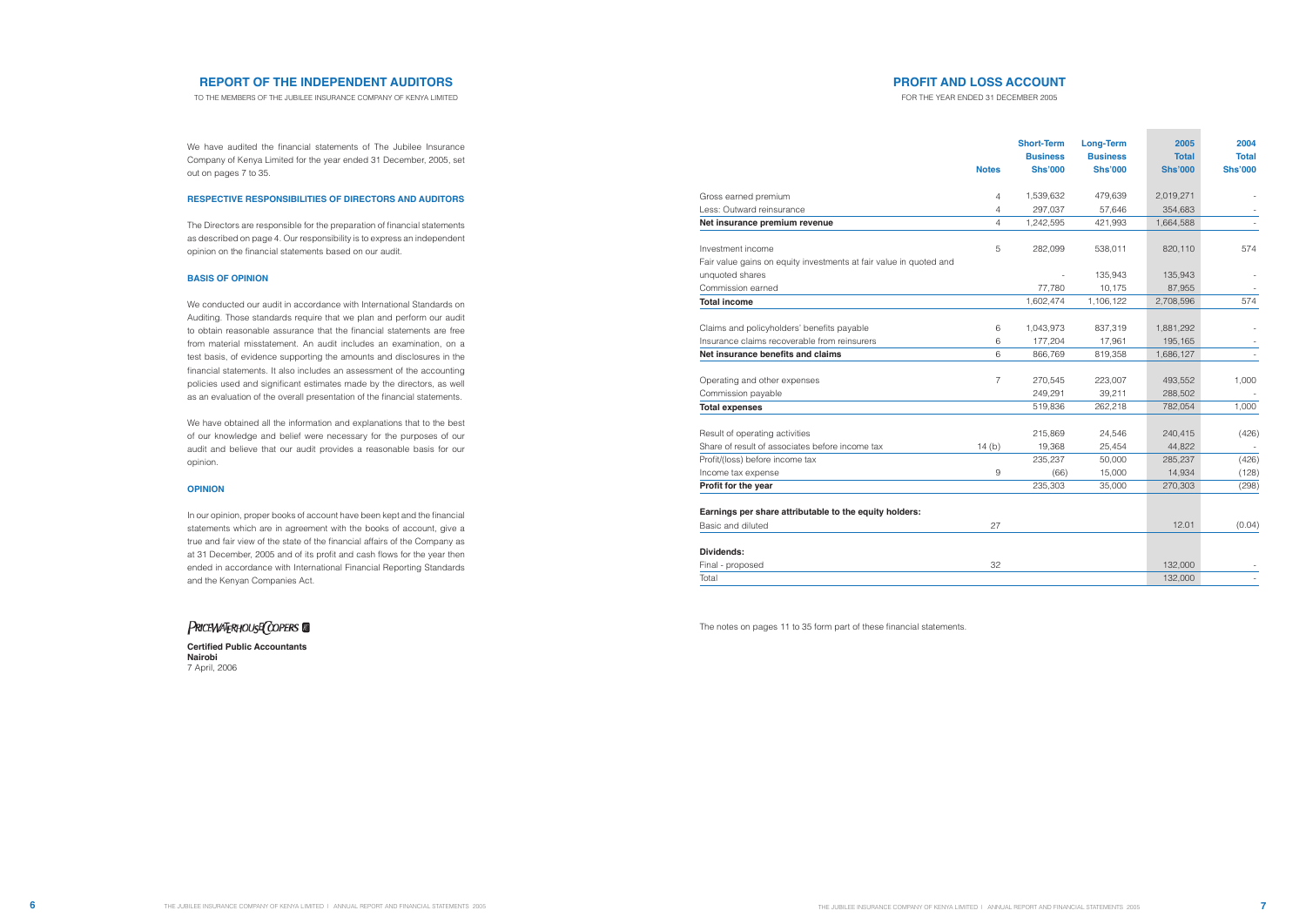## REPORT OF THE INDEPENDENT AUDITORS

TO THE MEMBERS OF THE JUBILEE INSURANCE COMPANY OF KENYA LIMITED

We have audited the financial statements of The Jubilee Insurance Company of Kenya Limited for the year ended 31 December, 2005, set out on pages 7 to 35.

### RESPECTIVE RESPONSIBILITIES OF DIRECTORS AND AUDITORS

The Directors are responsible for the preparation of financial statements as described on page 4. Our responsibility is to express an independent opinion on the financial statements based on our audit.

### BASIS OF OPINION

We conducted our audit in accordance with International Standards on Auditing. Those standards require that we plan and perform our audit to obtain reasonable assurance that the financial statements are free from material misstatement. An audit includes an examination, on a test basis, of evidence supporting the amounts and disclosures in the financial statements. It also includes an assessment of the accounting policies used and significant estimates made by the directors, as well as an evaluation of the overall presentation of the financial statements.

We have obtained all the information and explanations that to the best of our knowledge and belief were necessary for the purposes of our audit and believe that our audit provides a reasonable basis for our opinion.

### OPINION

In our opinion, proper books of account have been kept and the financial statements which are in agreement with the books of account, give a true and fair view of the state of the financial affairs of the Company as at 31 December, 2005 and of its profit and cash flows for the year then ended in accordance with International Financial Reporting Standards and the Kenyan Companies Act.

PRICEWATERHOUSECOOPERS

**Certified Public Accountants**
**Nairobi**
7 April, 2006

## PROFIT AND LOSS ACCOUNT

FOR THE YEAR ENDED 31 DECEMBER 2005

| | Notes | Short-Term Business Shs'000 | Long-Term Business Shs'000 | 2005 Total Shs'000 | 2004 Total Shs'000 |
|---|---|---|---|---|---|
| Gross earned premium | 4 | 1,539,632 | 479,639 | 2,019,271 | - |
| Less: Outward reinsurance | 4 | 297,037 | 57,646 | 354,683 | - |
| **Net insurance premium revenue** | 4 | 1,242,595 | 421,993 | 1,664,588 | - |
| Investment income | 5 | 282,099 | 538,011 | 820,110 | 574 |
| Fair value gains on equity investments at fair value in quoted and unquoted shares | | - | 135,943 | 135,943 | - |
| Commission earned | | 77,780 | 10,175 | 87,955 | - |
| **Total income** | | 1,602,474 | 1,106,122 | 2,708,596 | 574 |
| Claims and policyholders' benefits payable | 6 | 1,043,973 | 837,319 | 1,881,292 | - |
| Insurance claims recoverable from reinsurers | 6 | 177,204 | 17,961 | 195,165 | - |
| **Net insurance benefits and claims** | 6 | 866,769 | 819,358 | 1,686,127 | - |
| Operating and other expenses | 7 | 270,545 | 223,007 | 493,552 | 1,000 |
| Commission payable | | 249,291 | 39,211 | 288,502 | - |
| **Total expenses** | | 519,836 | 262,218 | 782,054 | 1,000 |
| Result of operating activities | | 215,869 | 24,546 | 240,415 | (426) |
| Share of result of associates before income tax | 14 (b) | 19,368 | 25,454 | 44,822 | - |
| Profit/(loss) before income tax | | 235,237 | 50,000 | 285,237 | (426) |
| Income tax expense | 9 | (66) | 15,000 | 14,934 | (128) |
| **Profit for the year** | | 235,303 | 35,000 | 270,303 | (298) |
| **Earnings per share attributable to the equity holders:** | | | | | |
| Basic and diluted | 27 | | | 12.01 | (0.04) |
| **Dividends:** | | | | | |
| Final - proposed | 32 | | | 132,000 | - |
| Total | | | | 132,000 | - |

The notes on pages 11 to 35 form part of these financial statements.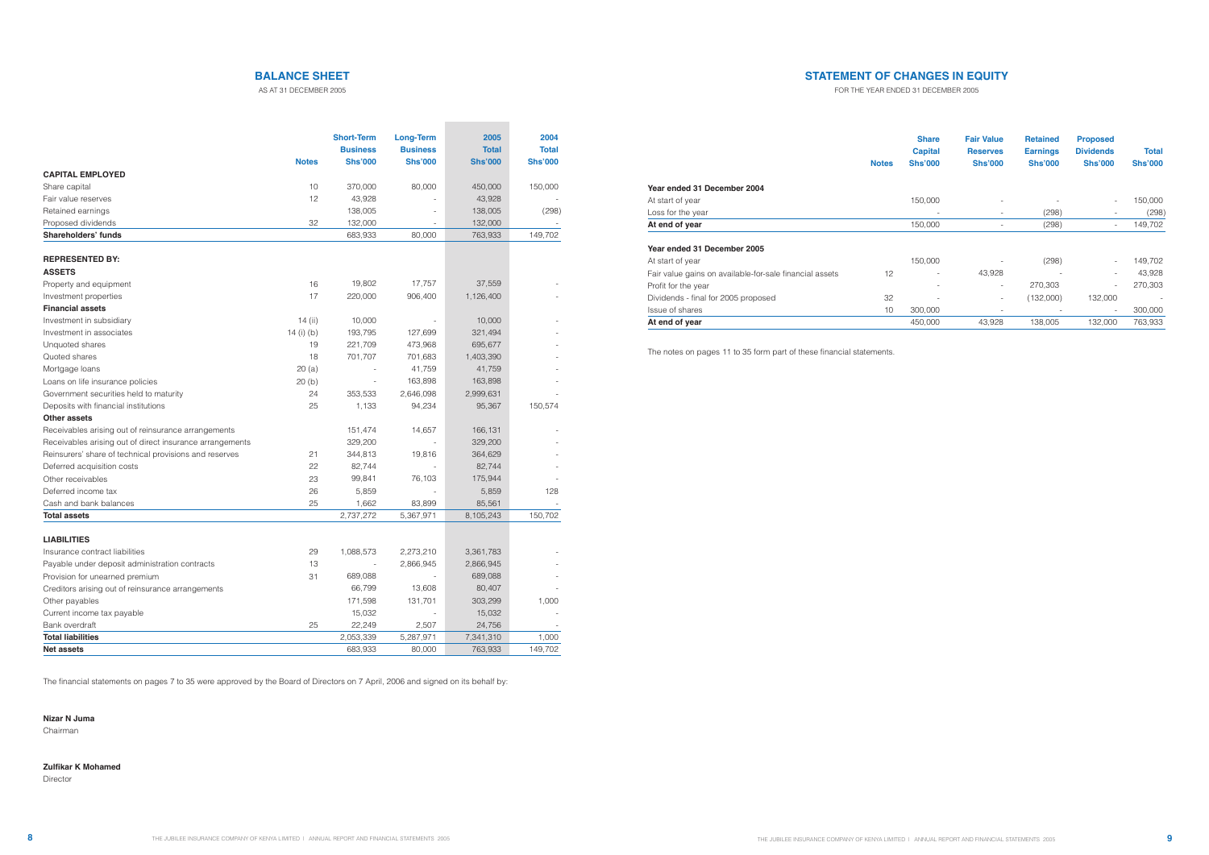## BALANCE SHEET

AS AT 31 DECEMBER 2005

| | Notes | Short-Term Business Shs'000 | Long-Term Business Shs'000 | 2005 Total Shs'000 | 2004 Total Shs'000 |
|---|---|---|---|---|---|
| **CAPITAL EMPLOYED** | | | | | |
| Share capital | 10 | 370,000 | 80,000 | 450,000 | 150,000 |
| Fair value reserves | 12 | 43,928 | - | 43,928 | - |
| Retained earnings | | 138,005 | - | 138,005 | (298) |
| Proposed dividends | 32 | 132,000 | - | 132,000 | - |
| **Shareholders' funds** | | 683,933 | 80,000 | 763,933 | 149,702 |
| | | | | | |
| **REPRESENTED BY:** | | | | | |
| **ASSETS** | | | | | |
| Property and equipment | 16 | 19,802 | 17,757 | 37,559 | - |
| Investment properties | 17 | 220,000 | 906,400 | 1,126,400 | - |
| **Financial assets** | | | | | |
| Investment in subsidiary | 14 (ii) | 10,000 | - | 10,000 | - |
| Investment in associates | 14 (i) (b) | 193,795 | 127,699 | 321,494 | - |
| Unquoted shares | 19 | 221,709 | 473,968 | 695,677 | - |
| Quoted shares | 18 | 701,707 | 701,683 | 1,403,390 | - |
| Mortgage loans | 20 (a) | - | 41,759 | 41,759 | - |
| Loans on life insurance policies | 20 (b) | - | 163,898 | 163,898 | - |
| Government securities held to maturity | 24 | 353,533 | 2,646,098 | 2,999,631 | - |
| Deposits with financial institutions | 25 | 1,133 | 94,234 | 95,367 | 150,574 |
| **Other assets** | | | | | |
| Receivables arising out of reinsurance arrangements | | 151,474 | 14,657 | 166,131 | - |
| Receivables arising out of direct insurance arrangements | | 329,200 | - | 329,200 | - |
| Reinsurers' share of technical provisions and reserves | 21 | 344,813 | 19,816 | 364,629 | - |
| Deferred acquisition costs | 22 | 82,744 | - | 82,744 | - |
| Other receivables | 23 | 99,841 | 76,103 | 175,944 | - |
| Deferred income tax | 26 | 5,859 | - | 5,859 | 128 |
| Cash and bank balances | 25 | 1,662 | 83,899 | 85,561 | - |
| **Total assets** | | 2,737,272 | 5,367,971 | 8,105,243 | 150,702 |
| | | | | | |
| **LIABILITIES** | | | | | |
| Insurance contract liabilities | 29 | 1,088,573 | 2,273,210 | 3,361,783 | - |
| Payable under deposit administration contracts | 13 | - | 2,866,945 | 2,866,945 | - |
| Provision for unearned premium | 31 | 689,088 | - | 689,088 | - |
| Creditors arising out of reinsurance arrangements | | 66,799 | 13,608 | 80,407 | - |
| Other payables | | 171,598 | 131,701 | 303,299 | 1,000 |
| Current income tax payable | | 15,032 | - | 15,032 | - |
| Bank overdraft | 25 | 22,249 | 2,507 | 24,756 | - |
| **Total liabilities** | | 2,053,339 | 5,287,971 | 7,341,310 | 1,000 |
| **Net assets** | | 683,933 | 80,000 | 763,933 | 149,702 |

The financial statements on pages 7 to 35 were approved by the Board of Directors on 7 April, 2006 and signed on its behalf by:

**Nizar N Juma**
Chairman

**Zulfikar K Mohamed**
Director

## STATEMENT OF CHANGES IN EQUITY

FOR THE YEAR ENDED 31 DECEMBER 2005

| | Notes | Share Capital Shs'000 | Fair Value Reserves Shs'000 | Retained Earnings Shs'000 | Proposed Dividends Shs'000 | Total Shs'000 |
|---|---|---|---|---|---|---|
| **Year ended 31 December 2004** | | | | | | |
| At start of year | | 150,000 | - | - | - | 150,000 |
| Loss for the year | | - | - | (298) | - | (298) |
| **At end of year** | | 150,000 | - | (298) | - | 149,702 |
| | | | | | | |
| **Year ended 31 December 2005** | | | | | | |
| At start of year | | 150,000 | - | (298) | - | 149,702 |
| Fair value gains on available-for-sale financial assets | 12 | - | 43,928 | - | - | 43,928 |
| Profit for the year | | - | - | 270,303 | - | 270,303 |
| Dividends - final for 2005 proposed | 32 | - | - | (132,000) | 132,000 | - |
| Issue of shares | 10 | 300,000 | - | - | - | 300,000 |
| **At end of year** | | 450,000 | 43,928 | 138,005 | 132,000 | 763,933 |

The notes on pages 11 to 35 form part of these financial statements.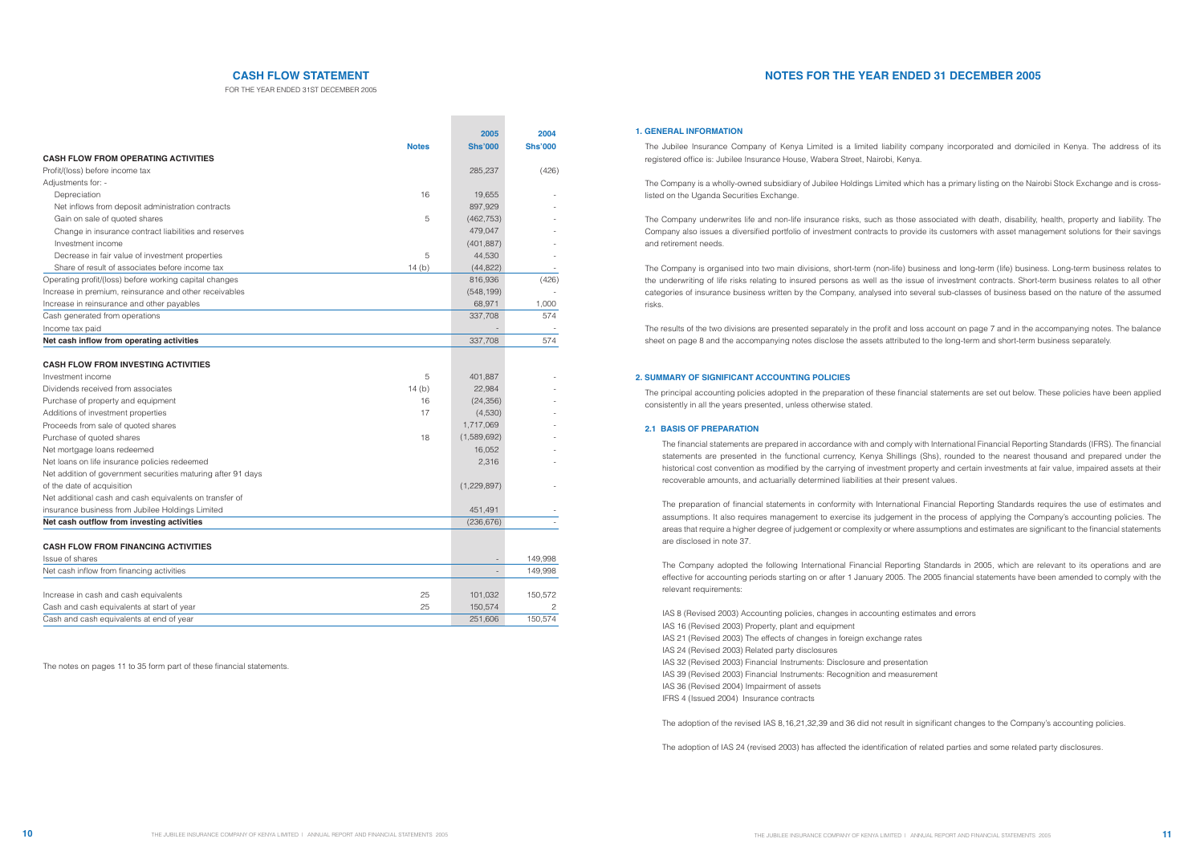## CASH FLOW STATEMENT

FOR THE YEAR ENDED 31ST DECEMBER 2005

| | Notes | 2005 Shs'000 | 2004 Shs'000 |
|---|---|---|---|
| **CASH FLOW FROM OPERATING ACTIVITIES** | | | |
| Profit/(loss) before income tax | | 285,237 | (426) |
| Adjustments for: - | | | |
| Depreciation | 16 | 19,655 | - |
| Net inflows from deposit administration contracts | | 897,929 | - |
| Gain on sale of quoted shares | 5 | (462,753) | - |
| Change in insurance contract liabilities and reserves | | 479,047 | - |
| Investment income | | (401,887) | - |
| Decrease in fair value of investment properties | 5 | 44,530 | - |
| Share of result of associates before income tax | 14 (b) | (44,822) | - |
| Operating profit/(loss) before working capital changes | | 816,936 | (426) |
| Increase in premium, reinsurance and other receivables | | (548,199) | - |
| Increase in reinsurance and other payables | | 68,971 | 1,000 |
| Cash generated from operations | | 337,708 | 574 |
| Income tax paid | | - | - |
| **Net cash inflow from operating activities** | | 337,708 | 574 |
| **CASH FLOW FROM INVESTING ACTIVITIES** | | | |
| Investment income | 5 | 401,887 | - |
| Dividends received from associates | 14 (b) | 22,984 | - |
| Purchase of property and equipment | 16 | (24,356) | - |
| Additions of investment properties | 17 | (4,530) | - |
| Proceeds from sale of quoted shares | | 1,717,069 | - |
| Purchase of quoted shares | 18 | (1,589,692) | - |
| Net mortgage loans redeemed | | 16,052 | - |
| Net loans on life insurance policies redeemed | | 2,316 | - |
| Net addition of government securities maturing after 91 days of the date of acquisition | | (1,229,897) | - |
| Net additional cash and cash equivalents on transfer of insurance business from Jubilee Holdings Limited | | 451,491 | - |
| **Net cash outflow from investing activities** | | (236,676) | - |
| **CASH FLOW FROM FINANCING ACTIVITIES** | | | |
| Issue of shares | | - | 149,998 |
| Net cash inflow from financing activities | | - | 149,998 |
| Increase in cash and cash equivalents | 25 | 101,032 | 150,572 |
| Cash and cash equivalents at start of year | 25 | 150,574 | 2 |
| Cash and cash equivalents at end of year | | 251,606 | 150,574 |

The notes on pages 11 to 35 form part of these financial statements.

## NOTES FOR THE YEAR ENDED 31 DECEMBER 2005

### 1. GENERAL INFORMATION

The Jubilee Insurance Company of Kenya Limited is a limited liability company incorporated and domiciled in Kenya. The address of its registered office is: Jubilee Insurance House, Wabera Street, Nairobi, Kenya.

The Company is a wholly-owned subsidiary of Jubilee Holdings Limited which has a primary listing on the Nairobi Stock Exchange and is cross-listed on the Uganda Securities Exchange.

The Company underwrites life and non-life insurance risks, such as those associated with death, disability, health, property and liability. The Company also issues a diversified portfolio of investment contracts to provide its customers with asset management solutions for their savings and retirement needs.

The Company is organised into two main divisions, short-term (non-life) business and long-term (life) business. Long-term business relates to the underwriting of life risks relating to insured persons as well as the issue of investment contracts. Short-term business relates to all other categories of insurance business written by the Company, analysed into several sub-classes of business based on the nature of the assumed risks.

The results of the two divisions are presented separately in the profit and loss account on page 7 and in the accompanying notes. The balance sheet on page 8 and the accompanying notes disclose the assets attributed to the long-term and short-term business separately.

### 2. SUMMARY OF SIGNIFICANT ACCOUNTING POLICIES

The principal accounting policies adopted in the preparation of these financial statements are set out below. These policies have been applied consistently in all the years presented, unless otherwise stated.

#### 2.1 BASIS OF PREPARATION

The financial statements are prepared in accordance with and comply with International Financial Reporting Standards (IFRS). The financial statements are presented in the functional currency, Kenya Shillings (Shs), rounded to the nearest thousand and prepared under the historical cost convention as modified by the carrying of investment property and certain investments at fair value, impaired assets at their recoverable amounts, and actuarially determined liabilities at their present values.

The preparation of financial statements in conformity with International Financial Reporting Standards requires the use of estimates and assumptions. It also requires management to exercise its judgement in the process of applying the Company's accounting policies. The areas that require a higher degree of judgement or complexity or where assumptions and estimates are significant to the financial statements are disclosed in note 37.

The Company adopted the following International Financial Reporting Standards in 2005, which are relevant to its operations and are effective for accounting periods starting on or after 1 January 2005. The 2005 financial statements have been amended to comply with the relevant requirements:

IAS 8 (Revised 2003) Accounting policies, changes in accounting estimates and errors
IAS 16 (Revised 2003) Property, plant and equipment
IAS 21 (Revised 2003) The effects of changes in foreign exchange rates
IAS 24 (Revised 2003) Related party disclosures
IAS 32 (Revised 2003) Financial Instruments: Disclosure and presentation
IAS 39 (Revised 2003) Financial Instruments: Recognition and measurement
IAS 36 (Revised 2004) Impairment of assets
IFRS 4 (Issued 2004) Insurance contracts

The adoption of the revised IAS 8,16,21,32,39 and 36 did not result in significant changes to the Company's accounting policies.

The adoption of IAS 24 (revised 2003) has affected the identification of related parties and some related party disclosures.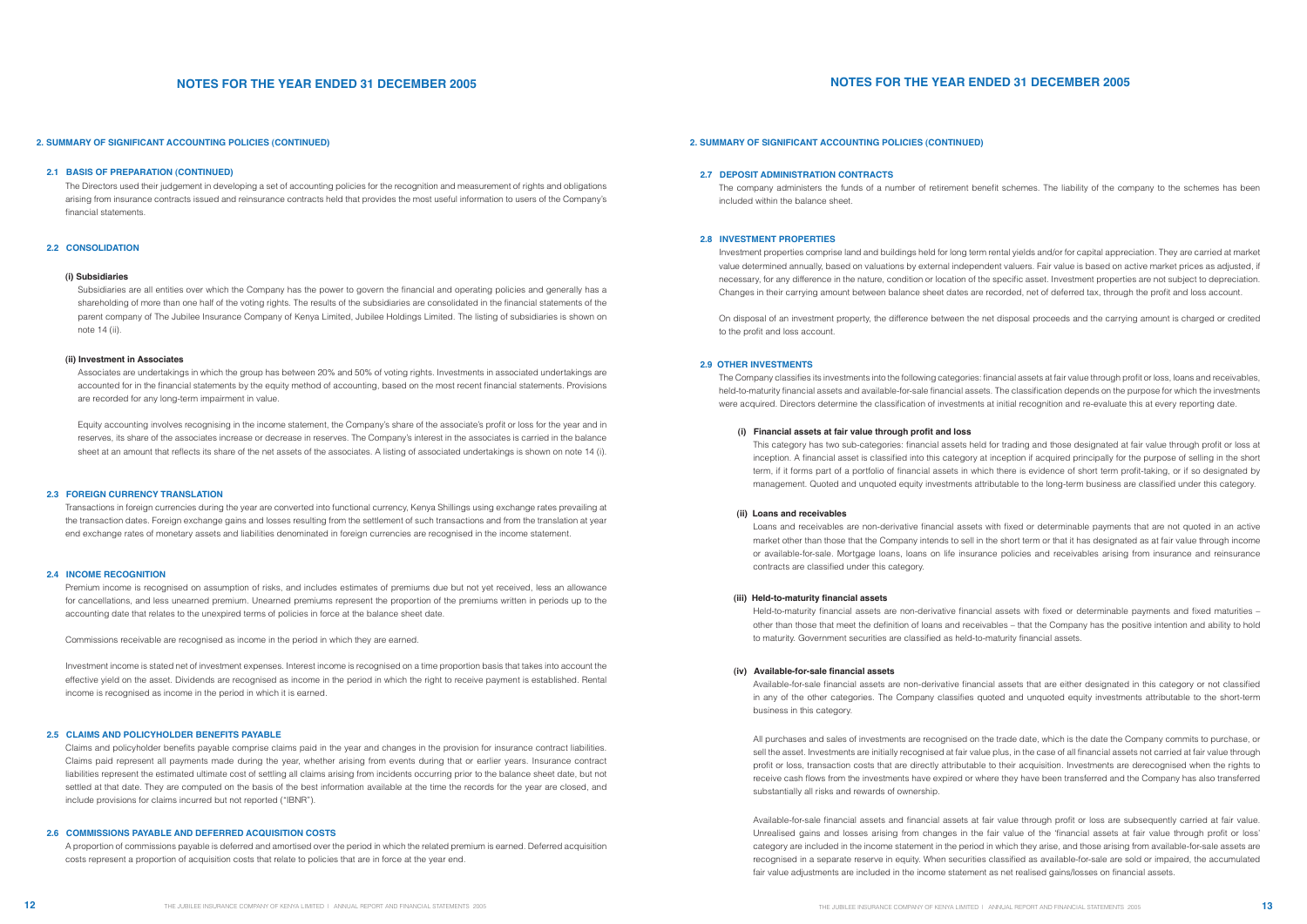## NOTES FOR THE YEAR ENDED 31 DECEMBER 2005

### 2. SUMMARY OF SIGNIFICANT ACCOUNTING POLICIES (CONTINUED)

#### 2.1 BASIS OF PREPARATION (CONTINUED)

The Directors used their judgement in developing a set of accounting policies for the recognition and measurement of rights and obligations arising from insurance contracts issued and reinsurance contracts held that provides the most useful information to users of the Company's financial statements.

#### 2.2 CONSOLIDATION

**(i) Subsidiaries**

Subsidiaries are all entities over which the Company has the power to govern the financial and operating policies and generally has a shareholding of more than one half of the voting rights. The results of the subsidiaries are consolidated in the financial statements of the parent company of The Jubilee Insurance Company of Kenya Limited, Jubilee Holdings Limited. The listing of subsidiaries is shown on note 14 (ii).

**(ii) Investment in Associates**

Associates are undertakings in which the group has between 20% and 50% of voting rights. Investments in associated undertakings are accounted for in the financial statements by the equity method of accounting, based on the most recent financial statements. Provisions are recorded for any long-term impairment in value.

Equity accounting involves recognising in the income statement, the Company's share of the associate's profit or loss for the year and in reserves, its share of the associates increase or decrease in reserves. The Company's interest in the associates is carried in the balance sheet at an amount that reflects its share of the net assets of the associates. A listing of associated undertakings is shown on note 14 (i).

#### 2.3 FOREIGN CURRENCY TRANSLATION

Transactions in foreign currencies during the year are converted into functional currency, Kenya Shillings using exchange rates prevailing at the transaction dates. Foreign exchange gains and losses resulting from the settlement of such transactions and from the translation at year end exchange rates of monetary assets and liabilities denominated in foreign currencies are recognised in the income statement.

#### 2.4 INCOME RECOGNITION

Premium income is recognised on assumption of risks, and includes estimates of premiums due but not yet received, less an allowance for cancellations, and less unearned premium. Unearned premiums represent the proportion of the premiums written in periods up to the accounting date that relates to the unexpired terms of policies in force at the balance sheet date.

Commissions receivable are recognised as income in the period in which they are earned.

Investment income is stated net of investment expenses. Interest income is recognised on a time proportion basis that takes into account the effective yield on the asset. Dividends are recognised as income in the period in which the right to receive payment is established. Rental income is recognised as income in the period in which it is earned.

#### 2.5 CLAIMS AND POLICYHOLDER BENEFITS PAYABLE

Claims and policyholder benefits payable comprise claims paid in the year and changes in the provision for insurance contract liabilities. Claims paid represent all payments made during the year, whether arising from events during that or earlier years. Insurance contract liabilities represent the estimated ultimate cost of settling all claims arising from incidents occurring prior to the balance sheet date, but not settled at that date. They are computed on the basis of the best information available at the time the records for the year are closed, and include provisions for claims incurred but not reported ("IBNR").

#### 2.6 COMMISSIONS PAYABLE AND DEFERRED ACQUISITION COSTS

A proportion of commissions payable is deferred and amortised over the period in which the related premium is earned. Deferred acquisition costs represent a proportion of acquisition costs that relate to policies that are in force at the year end.

#### 2.7 DEPOSIT ADMINISTRATION CONTRACTS

The company administers the funds of a number of retirement benefit schemes. The liability of the company to the schemes has been included within the balance sheet.

#### 2.8 INVESTMENT PROPERTIES

Investment properties comprise land and buildings held for long term rental yields and/or for capital appreciation. They are carried at market value determined annually, based on valuations by external independent valuers. Fair value is based on active market prices as adjusted, if necessary, for any difference in the nature, condition or location of the specific asset. Investment properties are not subject to depreciation. Changes in their carrying amount between balance sheet dates are recorded, net of deferred tax, through the profit and loss account.

On disposal of an investment property, the difference between the net disposal proceeds and the carrying amount is charged or credited to the profit and loss account.

#### 2.9 OTHER INVESTMENTS

The Company classifies its investments into the following categories: financial assets at fair value through profit or loss, loans and receivables, held-to-maturity financial assets and available-for-sale financial assets. The classification depends on the purpose for which the investments were acquired. Directors determine the classification of investments at initial recognition and re-evaluate this at every reporting date.

**(i) Financial assets at fair value through profit and loss**

This category has two sub-categories: financial assets held for trading and those designated at fair value through profit or loss at inception. A financial asset is classified into this category at inception if acquired principally for the purpose of selling in the short term, if it forms part of a portfolio of financial assets in which there is evidence of short term profit-taking, or if so designated by management. Quoted and unquoted equity investments attributable to the long-term business are classified under this category.

**(ii) Loans and receivables**

Loans and receivables are non-derivative financial assets with fixed or determinable payments that are not quoted in an active market other than those that the Company intends to sell in the short term or that it has designated as at fair value through income or available-for-sale. Mortgage loans, loans on life insurance policies and receivables arising from insurance and reinsurance contracts are classified under this category.

**(iii) Held-to-maturity financial assets**

Held-to-maturity financial assets are non-derivative financial assets with fixed or determinable payments and fixed maturities – other than those that meet the definition of loans and receivables – that the Company has the positive intention and ability to hold to maturity. Government securities are classified as held-to-maturity financial assets.

**(iv) Available-for-sale financial assets**

Available-for-sale financial assets are non-derivative financial assets that are either designated in this category or not classified in any of the other categories. The Company classifies quoted and unquoted equity investments attributable to the short-term business in this category.

All purchases and sales of investments are recognised on the trade date, which is the date the Company commits to purchase, or sell the asset. Investments are initially recognised at fair value plus, in the case of all financial assets not carried at fair value through profit or loss, transaction costs that are directly attributable to their acquisition. Investments are derecognised when the rights to receive cash flows from the investments have expired or where they have been transferred and the Company has also transferred substantially all risks and rewards of ownership.

Available-for-sale financial assets and financial assets at fair value through profit or loss are subsequently carried at fair value. Unrealised gains and losses arising from changes in the fair value of the 'financial assets at fair value through profit or loss' category are included in the income statement in the period in which they arise, and those arising from available-for-sale assets are recognised in a separate reserve in equity. When securities classified as available-for-sale are sold or impaired, the accumulated fair value adjustments are included in the income statement as net realised gains/losses on financial assets.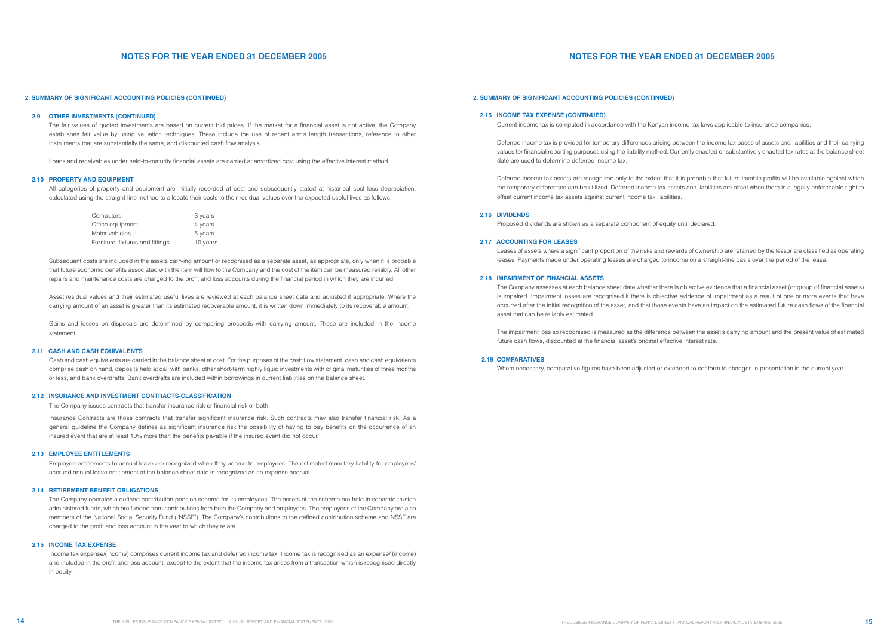## NOTES FOR THE YEAR ENDED 31 DECEMBER 2005

### 2. SUMMARY OF SIGNIFICANT ACCOUNTING POLICIES (CONTINUED)

#### 2.9 OTHER INVESTMENTS (CONTINUED)

The fair values of quoted investments are based on current bid prices. If the market for a financial asset is not active, the Company establishes fair value by using valuation techniques. These include the use of recent arm's length transactions, reference to other instruments that are substantially the same, and discounted cash flow analysis.

Loans and receivables under held-to-maturity financial assets are carried at amortized cost using the effective interest method.

#### 2.10 PROPERTY AND EQUIPMENT

All categories of property and equipment are initially recorded at cost and subsequently stated at historical cost less depreciation, calculated using the straight-line method to allocate their costs to their residual values over the expected useful lives as follows:

| | |
|---|---|
| Computers | 3 years |
| Office equipment | 4 years |
| Motor vehicles | 5 years |
| Furniture, fixtures and fittings | 10 years |

Subsequent costs are included in the assets carrying amount or recognised as a separate asset, as appropriate, only when it is probable that future economic benefits associated with the item will flow to the Company and the cost of the item can be measured reliably. All other repairs and maintenance costs are charged to the profit and loss accounts during the financial period in which they are incurred.

Asset residual values and their estimated useful lives are reviewed at each balance sheet date and adjusted if appropriate. Where the carrying amount of an asset is greater than its estimated recoverable amount, it is written down immediately to its recoverable amount.

Gains and losses on disposals are determined by comparing proceeds with carrying amount. These are included in the income statement.

#### 2.11 CASH AND CASH EQUIVALENTS

Cash and cash equivalents are carried in the balance sheet at cost. For the purposes of the cash flow statement, cash and cash equivalents comprise cash on hand, deposits held at call with banks, other short-term highly liquid investments with original maturities of three months or less, and bank overdrafts. Bank overdrafts are included within borrowings in current liabilities on the balance sheet.

#### 2.12 INSURANCE AND INVESTMENT CONTRACTS-CLASSIFICATION

The Company issues contracts that transfer insurance risk or financial risk or both.

Insurance Contracts are those contracts that transfer significant insurance risk. Such contracts may also transfer financial risk. As a general guideline the Company defines as significant insurance risk the possibility of having to pay benefits on the occurrence of an insured event that are at least 10% more than the benefits payable if the insured event did not occur.

#### 2.13 EMPLOYEE ENTITLEMENTS

Employee entitlements to annual leave are recognized when they accrue to employees. The estimated monetary liability for employees' accrued annual leave entitlement at the balance sheet date is recognized as an expense accrual.

#### 2.14 RETIREMENT BENEFIT OBLIGATIONS

The Company operates a defined contribution pension scheme for its employees. The assets of the scheme are held in separate trustee administered funds, which are funded from contributions from both the Company and employees. The employees of the Company are also members of the National Social Security Fund ("NSSF"). The Company's contributions to the defined contribution scheme and NSSF are charged to the profit and loss account in the year to which they relate.

#### 2.15 INCOME TAX EXPENSE

Income tax expense/(income) comprises current income tax and deferred income tax. Income tax is recognised as an expense/ (income) and included in the profit and loss account, except to the extent that the income tax arises from a transaction which is recognised directly in equity.

## NOTES FOR THE YEAR ENDED 31 DECEMBER 2005

### 2. SUMMARY OF SIGNIFICANT ACCOUNTING POLICIES (CONTINUED)

#### 2.15 INCOME TAX EXPENSE (CONTINUED)

Current income tax is computed in accordance with the Kenyan income tax laws applicable to insurance companies.

Deferred income tax is provided for temporary differences arising between the income tax bases of assets and liabilities and their carrying values for financial reporting purposes using the liability method. Currently enacted or substantively enacted tax rates at the balance sheet date are used to determine deferred income tax.

Deferred income tax assets are recognized only to the extent that it is probable that future taxable profits will be available against which the temporary differences can be utilized. Deferred income tax assets and liabilities are offset when there is a legally enforceable right to offset current income tax assets against current income tax liabilities.

#### 2.16 DIVIDENDS

Proposed dividends are shown as a separate component of equity until declared.

#### 2.17 ACCOUNTING FOR LEASES

Leases of assets where a significant proportion of the risks and rewards of ownership are retained by the lessor are classified as operating leases. Payments made under operating leases are charged to income on a straight-line basis over the period of the lease.

#### 2.18 IMPAIRMENT OF FINANCIAL ASSETS

The Company assesses at each balance sheet date whether there is objective evidence that a financial asset (or group of financial assets) is impaired. Impairment losses are recognised if there is objective evidence of impairment as a result of one or more events that have occurred after the initial recognition of the asset, and that those events have an impact on the estimated future cash flows of the financial asset that can be reliably estimated.

The impairment loss so recognised is measured as the difference between the asset's carrying amount and the present value of estimated future cash flows, discounted at the financial asset's original effective interest rate.

#### 2.19 COMPARATIVES

Where necessary, comparative figures have been adjusted or extended to conform to changes in presentation in the current year.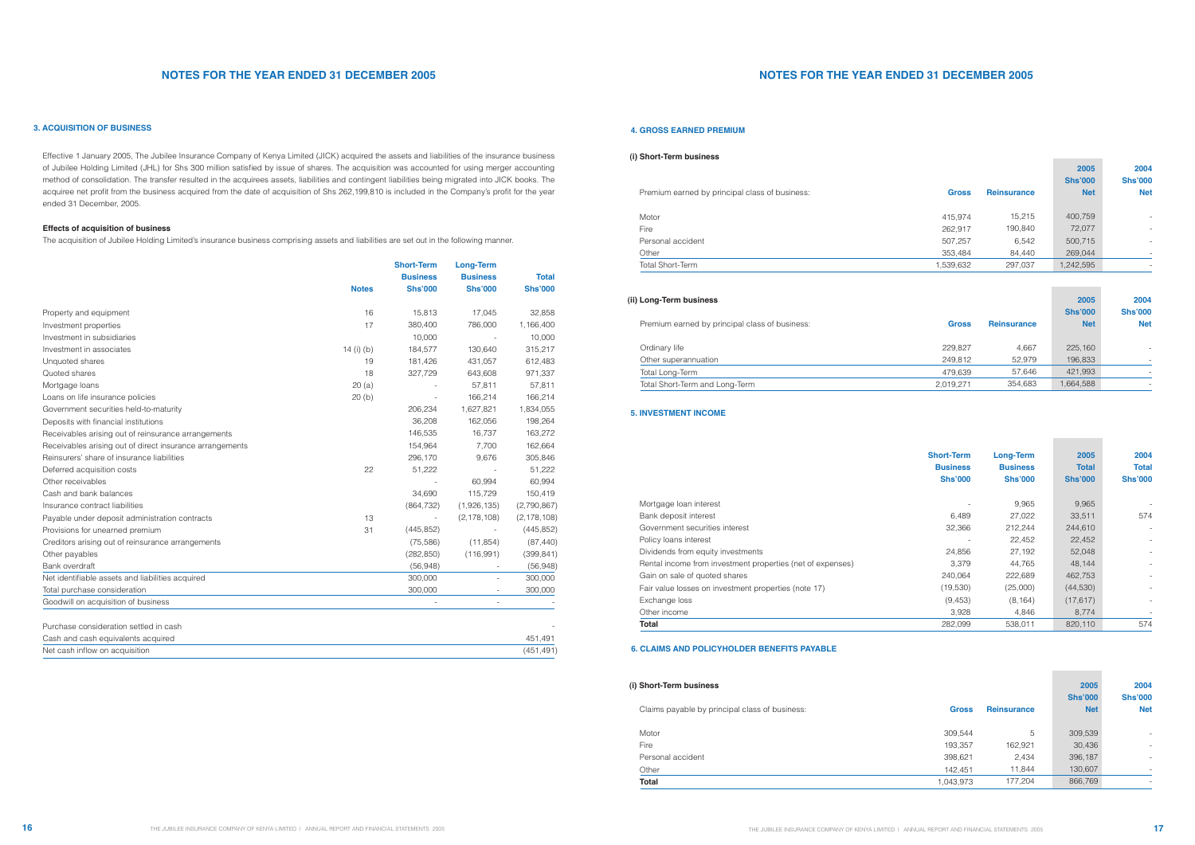## 3. ACQUISITION OF BUSINESS

Effective 1 January 2005, The Jubilee Insurance Company of Kenya Limited (JICK) acquired the assets and liabilities of the insurance business of Jubilee Holding Limited (JHL) for Shs 300 million satisfied by issue of shares. The acquisition was accounted for using merger accounting method of consolidation. The transfer resulted in the acquirees assets, liabilities and contingent liabilities being migrated into JICK books. The acquiree net profit from the business acquired from the date of acquisition of Shs 262,199,810 is included in the Company's profit for the year ended 31 December, 2005.

**Effects of acquisition of business**

The acquisition of Jubilee Holding Limited's insurance business comprising assets and liabilities are set out in the following manner.

| | Notes | Short-Term Business Shs'000 | Long-Term Business Shs'000 | Total Shs'000 |
|---|---|---|---|---|
| Property and equipment | 16 | 15,813 | 17,045 | 32,858 |
| Investment properties | 17 | 380,400 | 786,000 | 1,166,400 |
| Investment in subsidiaries | | 10,000 | - | 10,000 |
| Investment in associates | 14 (i) (b) | 184,577 | 130,640 | 315,217 |
| Unquoted shares | 19 | 181,426 | 431,057 | 612,483 |
| Quoted shares | 18 | 327,729 | 643,608 | 971,337 |
| Mortgage loans | 20 (a) | - | 57,811 | 57,811 |
| Loans on life insurance policies | 20 (b) | - | 166,214 | 166,214 |
| Government securities held-to-maturity | | 206,234 | 1,627,821 | 1,834,055 |
| Deposits with financial institutions | | 36,208 | 162,056 | 198,264 |
| Receivables arising out of reinsurance arrangements | | 146,535 | 16,737 | 163,272 |
| Receivables arising out of direct insurance arrangements | | 154,964 | 7,700 | 162,664 |
| Reinsurers' share of insurance liabilities | | 296,170 | 9,676 | 305,846 |
| Deferred acquisition costs | 22 | 51,222 | - | 51,222 |
| Other receivables | | - | 60,994 | 60,994 |
| Cash and bank balances | | 34,690 | 115,729 | 150,419 |
| Insurance contract liabilities | | (864,732) | (1,926,135) | (2,790,867) |
| Payable under deposit administration contracts | 13 | - | (2,178,108) | (2,178,108) |
| Provisions for unearned premium | 31 | (445,852) | - | (445,852) |
| Creditors arising out of reinsurance arrangements | | (75,586) | (11,854) | (87,440) |
| Other payables | | (282,850) | (116,991) | (399,841) |
| Bank overdraft | | (56,948) | - | (56,948) |
| Net identifiable assets and liabilities acquired | | 300,000 | - | 300,000 |
| Total purchase consideration | | 300,000 | - | 300,000 |
| Goodwill on acquisition of business | | - | - | - |
| | | | | |
| Purchase consideration settled in cash | | | | - |
| Cash and cash equivalents acquired | | | | 451,491 |
| Net cash inflow on acquisition | | | | (451,491) |

## 4. GROSS EARNED PREMIUM

**(i) Short-Term business**

| Premium earned by principal class of business: | Gross | Reinsurance | 2005 Shs'000 Net | 2004 Shs'000 Net |
|---|---|---|---|---|
| Motor | 415,974 | 15,215 | 400,759 | - |
| Fire | 262,917 | 190,840 | 72,077 | - |
| Personal accident | 507,257 | 6,542 | 500,715 | - |
| Other | 353,484 | 84,440 | 269,044 | - |
| Total Short-Term | 1,539,632 | 297,037 | 1,242,595 | - |

**(ii) Long-Term business**

| Premium earned by principal class of business: | Gross | Reinsurance | 2005 Shs'000 Net | 2004 Shs'000 Net |
|---|---|---|---|---|
| Ordinary life | 229,827 | 4,667 | 225,160 | - |
| Other superannuation | 249,812 | 52,979 | 196,833 | - |
| Total Long-Term | 479,639 | 57,646 | 421,993 | - |
| Total Short-Term and Long-Term | 2,019,271 | 354,683 | 1,664,588 | - |

## 5. INVESTMENT INCOME

| | Short-Term Business Shs'000 | Long-Term Business Shs'000 | 2005 Total Shs'000 | 2004 Total Shs'000 |
|---|---|---|---|---|
| Mortgage loan interest | - | 9,965 | 9,965 | - |
| Bank deposit interest | 6,489 | 27,022 | 33,511 | 574 |
| Government securities interest | 32,366 | 212,244 | 244,610 | - |
| Policy loans interest | - | 22,452 | 22,452 | - |
| Dividends from equity investments | 24,856 | 27,192 | 52,048 | - |
| Rental income from investment properties (net of expenses) | 3,379 | 44,765 | 48,144 | - |
| Gain on sale of quoted shares | 240,064 | 222,689 | 462,753 | - |
| Fair value losses on investment properties (note 17) | (19,530) | (25,000) | (44,530) | - |
| Exchange loss | (9,453) | (8,164) | (17,617) | - |
| Other income | 3,928 | 4,846 | 8,774 | - |
| **Total** | 282,099 | 538,011 | 820,110 | 574 |

## 6. CLAIMS AND POLICYHOLDER BENEFITS PAYABLE

**(i) Short-Term business**

| Claims payable by principal class of business: | Gross | Reinsurance | 2005 Shs'000 Net | 2004 Shs'000 Net |
|---|---|---|---|---|
| Motor | 309,544 | 5 | 309,539 | - |
| Fire | 193,357 | 162,921 | 30,436 | - |
| Personal accident | 398,621 | 2,434 | 396,187 | - |
| Other | 142,451 | 11,844 | 130,607 | - |
| **Total** | 1,043,973 | 177,204 | 866,769 | - |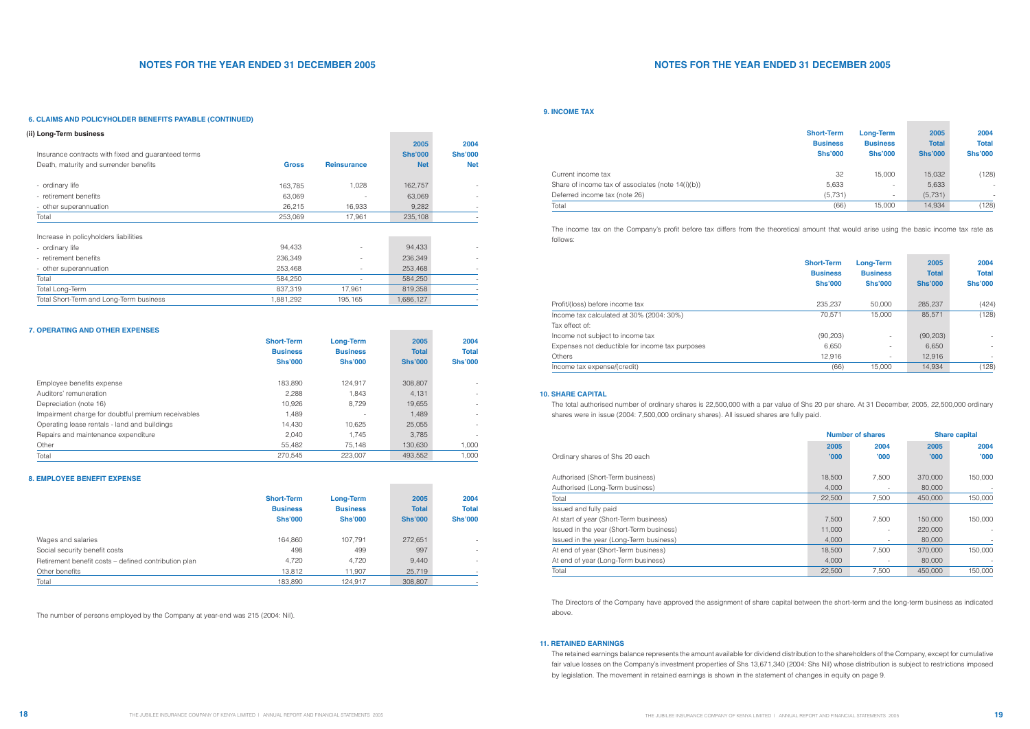# NOTES FOR THE YEAR ENDED 31 DECEMBER 2005

### 6. CLAIMS AND POLICYHOLDER BENEFITS PAYABLE (CONTINUED)

**(ii) Long-Term business**

| Insurance contracts with fixed and guaranteed terms<br>Death, maturity and surrender benefits | Gross | Reinsurance | 2005<br>Shs'000<br>Net | 2004<br>Shs'000<br>Net |
|---|---|---|---|---|
| - ordinary life | 163,785 | 1,028 | 162,757 | - |
| - retirement benefits | 63,069 | - | 63,069 | - |
| - other superannuation | 26,215 | 16,933 | 9,282 | - |
| Total | 253,069 | 17,961 | 235,108 | - |
| Increase in policyholders liabilities | | | | |
| - ordinary life | 94,433 | - | 94,433 | - |
| - retirement benefits | 236,349 | - | 236,349 | - |
| - other superannuation | 253,468 | - | 253,468 | - |
| Total | 584,250 | - | 584,250 | - |
| Total Long-Term | 837,319 | 17,961 | 819,358 | - |
| Total Short-Term and Long-Term business | 1,881,292 | 195,165 | 1,686,127 | - |

### 7. OPERATING AND OTHER EXPENSES

| | Short-Term Business Shs'000 | Long-Term Business Shs'000 | 2005 Total Shs'000 | 2004 Total Shs'000 |
|---|---|---|---|---|
| Employee benefits expense | 183,890 | 124,917 | 308,807 | - |
| Auditors' remuneration | 2,288 | 1,843 | 4,131 | - |
| Depreciation (note 16) | 10,926 | 8,729 | 19,655 | - |
| Impairment charge for doubtful premium receivables | 1,489 | - | 1,489 | - |
| Operating lease rentals - land and buildings | 14,430 | 10,625 | 25,055 | - |
| Repairs and maintenance expenditure | 2,040 | 1,745 | 3,785 | - |
| Other | 55,482 | 75,148 | 130,630 | 1,000 |
| Total | 270,545 | 223,007 | 493,552 | 1,000 |

### 8. EMPLOYEE BENEFIT EXPENSE

| | Short-Term Business Shs'000 | Long-Term Business Shs'000 | 2005 Total Shs'000 | 2004 Total Shs'000 |
|---|---|---|---|---|
| Wages and salaries | 164,860 | 107,791 | 272,651 | - |
| Social security benefit costs | 498 | 499 | 997 | - |
| Retirement benefit costs – defined contribution plan | 4,720 | 4,720 | 9,440 | - |
| Other benefits | 13,812 | 11,907 | 25,719 | - |
| Total | 183,890 | 124,917 | 308,807 | - |

The number of persons employed by the Company at year-end was 215 (2004: Nil).

### 9. INCOME TAX

| | Short-Term Business Shs'000 | Long-Term Business Shs'000 | 2005 Total Shs'000 | 2004 Total Shs'000 |
|---|---|---|---|---|
| Current income tax | 32 | 15,000 | 15,032 | (128) |
| Share of income tax of associates (note 14(i)(b)) | 5,633 | - | 5,633 | - |
| Deferred income tax (note 26) | (5,731) | - | (5,731) | - |
| Total | (66) | 15,000 | 14,934 | (128) |

The income tax on the Company's profit before tax differs from the theoretical amount that would arise using the basic income tax rate as follows:

| | Short-Term Business Shs'000 | Long-Term Business Shs'000 | 2005 Total Shs'000 | 2004 Total Shs'000 |
|---|---|---|---|---|
| Profit/(loss) before income tax | 235,237 | 50,000 | 285,237 | (424) |
| Income tax calculated at 30% (2004: 30%) | 70,571 | 15,000 | 85,571 | (128) |
| Tax effect of: | | | | |
| Income not subject to income tax | (90,203) | - | (90,203) | - |
| Expenses not deductible for income tax purposes | 6,650 | - | 6,650 | - |
| Others | 12,916 | - | 12,916 | - |
| Income tax expense/(credit) | (66) | 15,000 | 14,934 | (128) |

### 10. SHARE CAPITAL

The total authorised number of ordinary shares is 22,500,000 with a par value of Shs 20 per share. At 31 December, 2005, 22,500,000 ordinary shares were in issue (2004: 7,500,000 ordinary shares). All issued shares are fully paid.

| | Number of shares | | Share capital | |
|---|---|---|---|---|
| Ordinary shares of Shs 20 each | 2005 '000 | 2004 '000 | 2005 '000 | 2004 '000 |
| Authorised (Short-Term business) | 18,500 | 7,500 | 370,000 | 150,000 |
| Authorised (Long-Term business) | 4,000 | - | 80,000 | - |
| Total | 22,500 | 7,500 | 450,000 | 150,000 |
| Issued and fully paid | | | | |
| At start of year (Short-Term business) | 7,500 | 7,500 | 150,000 | 150,000 |
| Issued in the year (Short-Term business) | 11,000 | - | 220,000 | - |
| Issued in the year (Long-Term business) | 4,000 | - | 80,000 | - |
| At end of year (Short-Term business) | 18,500 | 7,500 | 370,000 | 150,000 |
| At end of year (Long-Term business) | 4,000 | - | 80,000 | - |
| Total | 22,500 | 7,500 | 450,000 | 150,000 |

The Directors of the Company have approved the assignment of share capital between the short-term and the long-term business as indicated above.

### 11. RETAINED EARNINGS

The retained earnings balance represents the amount available for dividend distribution to the shareholders of the Company, except for cumulative fair value losses on the Company's investment properties of Shs 13,671,340 (2004: Shs Nil) whose distribution is subject to restrictions imposed by legislation. The movement in retained earnings is shown in the statement of changes in equity on page 9.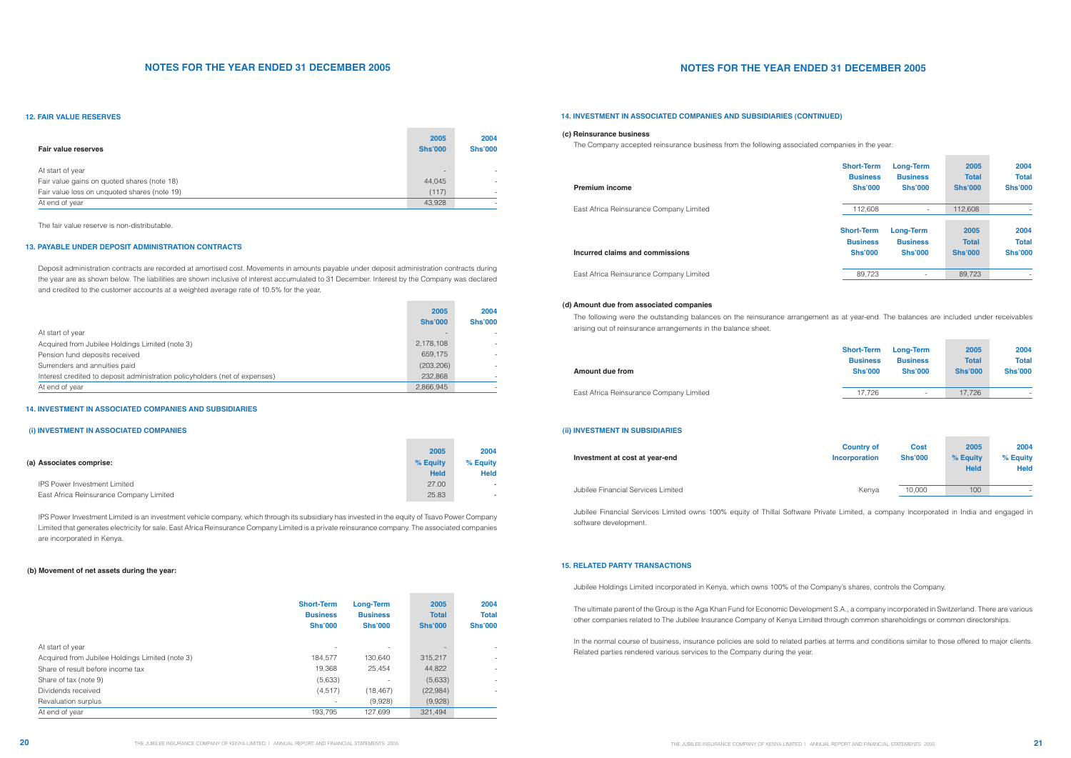# NOTES FOR THE YEAR ENDED 31 DECEMBER 2005

### 12. FAIR VALUE RESERVES

| Fair value reserves | 2005 Shs'000 | 2004 Shs'000 |
|---|---|---|
| At start of year | - | - |
| Fair value gains on quoted shares (note 18) | 44,045 | - |
| Fair value loss on unquoted shares (note 19) | (117) | - |
| At end of year | 43,928 | - |

The fair value reserve is non-distributable.

### 13. PAYABLE UNDER DEPOSIT ADMINISTRATION CONTRACTS

Deposit administration contracts are recorded at amortised cost. Movements in amounts payable under deposit administration contracts during the year are as shown below. The liabilities are shown inclusive of interest accumulated to 31 December. Interest by the Company was declared and credited to the customer accounts at a weighted average rate of 10.5% for the year.

| | 2005 Shs'000 | 2004 Shs'000 |
|---|---|---|
| At start of year | - | - |
| Acquired from Jubilee Holdings Limited (note 3) | 2,178,108 | - |
| Pension fund deposits received | 659,175 | - |
| Surrenders and annuities paid | (203,206) | - |
| Interest credited to deposit administration policyholders (net of expenses) | 232,868 | - |
| At end of year | 2,866,945 | - |

### 14. INVESTMENT IN ASSOCIATED COMPANIES AND SUBSIDIARIES

#### (i) INVESTMENT IN ASSOCIATED COMPANIES

| (a) Associates comprise: | 2005 % Equity Held | 2004 % Equity Held |
|---|---|---|
| IPS Power Investment Limited | 27.00 | - |
| East Africa Reinsurance Company Limited | 25.83 | - |

IPS Power Investment Limited is an investment vehicle company, which through its subsidiary has invested in the equity of Tsavo Power Company Limited that generates electricity for sale. East Africa Reinsurance Company Limited is a private reinsurance company. The associated companies are incorporated in Kenya.

**(b) Movement of net assets during the year:**

| | Short-Term Business Shs'000 | Long-Term Business Shs'000 | 2005 Total Shs'000 | 2004 Total Shs'000 |
|---|---|---|---|---|
| At start of year | - | - | - | - |
| Acquired from Jubilee Holdings Limited (note 3) | 184,577 | 130,640 | 315,217 | - |
| Share of result before income tax | 19,368 | 25,454 | 44,822 | - |
| Share of tax (note 9) | (5,633) | - | (5,633) | - |
| Dividends received | (4,517) | (18,467) | (22,984) | - |
| Revaluation surplus | - | (9,928) | (9,928) | |
| At end of year | 193,795 | 127,699 | 321,494 | |

### 14. INVESTMENT IN ASSOCIATED COMPANIES AND SUBSIDIARIES (CONTINUED)

**(c) Reinsurance business**

The Company accepted reinsurance business from the following associated companies in the year:

| Premium income | Short-Term Business Shs'000 | Long-Term Business Shs'000 | 2005 Total Shs'000 | 2004 Total Shs'000 |
|---|---|---|---|---|
| East Africa Reinsurance Company Limited | 112,608 | - | 112,608 | - |

| Incurred claims and commissions | Short-Term Business Shs'000 | Long-Term Business Shs'000 | 2005 Total Shs'000 | 2004 Total Shs'000 |
|---|---|---|---|---|
| East Africa Reinsurance Company Limited | 89,723 | - | 89,723 | - |

**(d) Amount due from associated companies**

The following were the outstanding balances on the reinsurance arrangement as at year-end. The balances are included under receivables arising out of reinsurance arrangements in the balance sheet.

| Amount due from | Short-Term Business Shs'000 | Long-Term Business Shs'000 | 2005 Total Shs'000 | 2004 Total Shs'000 |
|---|---|---|---|---|
| East Africa Reinsurance Company Limited | 17,726 | - | 17,726 | - |

#### (ii) INVESTMENT IN SUBSIDIARIES

| Investment at cost at year-end | Country of Incorporation | Cost Shs'000 | 2005 % Equity Held | 2004 % Equity Held |
|---|---|---|---|---|
| Jubilee Financial Services Limited | Kenya | 10,000 | 100 | - |

Jubilee Financial Services Limited owns 100% equity of Thillai Software Private Limited, a company incorporated in India and engaged in software development.

### 15. RELATED PARTY TRANSACTIONS

Jubilee Holdings Limited incorporated in Kenya, which owns 100% of the Company's shares, controls the Company.

The ultimate parent of the Group is the Aga Khan Fund for Economic Development S.A., a company incorporated in Switzerland. There are various other companies related to The Jubilee Insurance Company of Kenya Limited through common shareholdings or common directorships.

In the normal course of business, insurance policies are sold to related parties at terms and conditions similar to those offered to major clients. Related parties rendered various services to the Company during the year.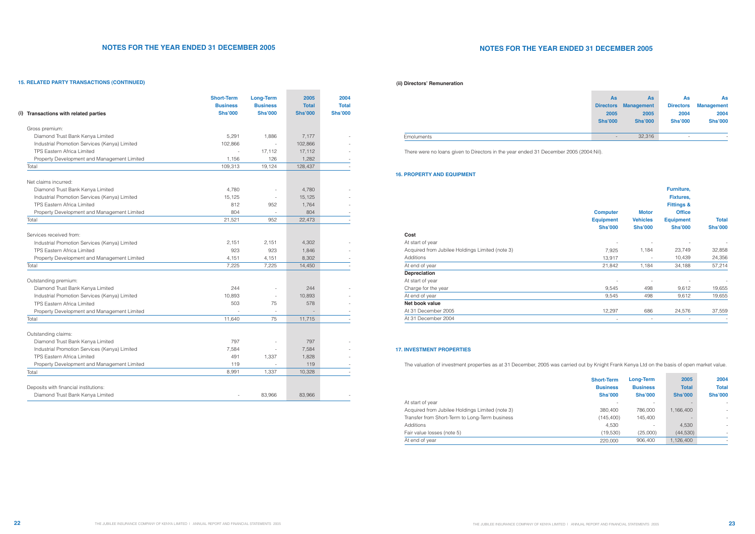## NOTES FOR THE YEAR ENDED 31 DECEMBER 2005

### 15. RELATED PARTY TRANSACTIONS (CONTINUED)

| (i) Transactions with related parties | Short-Term Business Shs'000 | Long-Term Business Shs'000 | 2005 Total Shs'000 | 2004 Total Shs'000 |
|---|---|---|---|---|
| Gross premium: | | | | |
| Diamond Trust Bank Kenya Limited | 5,291 | 1,886 | 7,177 | - |
| Industrial Promotion Services (Kenya) Limited | 102,866 | - | 102,866 | - |
| TPS Eastern Africa Limited | - | 17,112 | 17,112 | - |
| Property Development and Management Limited | 1,156 | 126 | 1,282 | - |
| Total | 109,313 | 19,124 | 128,437 | - |
| Net claims incurred: | | | | |
| Diamond Trust Bank Kenya Limited | 4,780 | - | 4,780 | - |
| Industrial Promotion Services (Kenya) Limited | 15,125 | - | 15,125 | - |
| TPS Eastern Africa Limited | 812 | 952 | 1,764 | - |
| Property Development and Management Limited | 804 | - | 804 | - |
| Total | 21,521 | 952 | 22,473 | - |
| Services received from: | | | | |
| Industrial Promotion Services (Kenya) Limited | 2,151 | 2,151 | 4,302 | - |
| TPS Eastern Africa Limited | 923 | 923 | 1,846 | - |
| Property Development and Management Limited | 4,151 | 4,151 | 8,302 | - |
| Total | 7,225 | 7,225 | 14,450 | - |
| Outstanding premium: | | | | |
| Diamond Trust Bank Kenya Limited | 244 | - | 244 | - |
| Industrial Promotion Services (Kenya) Limited | 10,893 | - | 10,893 | - |
| TPS Eastern Africa Limited | 503 | 75 | 578 | - |
| Property Development and Management Limited | - | - | - | - |
| Total | 11,640 | 75 | 11,715 | - |
| Outstanding claims: | | | | |
| Diamond Trust Bank Kenya Limited | 797 | - | 797 | - |
| Industrial Promotion Services (Kenya) Limited | 7,584 | - | 7,584 | - |
| TPS Eastern Africa Limited | 491 | 1,337 | 1,828 | - |
| Property Development and Management Limited | 119 | - | 119 | - |
| Total | 8,991 | 1,337 | 10,328 | - |
| Deposits with financial institutions: | | | | |
| Diamond Trust Bank Kenya Limited | - | 83,966 | 83,966 | - |

#### (ii) Directors' Remuneration

| | As Directors 2005 Shs'000 | As Management 2005 Shs'000 | As Directors 2004 Shs'000 | As Management 2004 Shs'000 |
|---|---|---|---|---|
| Emoluments | - | 32,316 | - | - |

There were no loans given to Directors in the year ended 31 December 2005 (2004:Nil).

### 16. PROPERTY AND EQUIPMENT

| | Computer Equipment Shs'000 | Motor Vehicles Shs'000 | Furniture, Fixtures, Fittings & Office Equipment Shs'000 | Total Shs'000 |
|---|---|---|---|---|
| **Cost** | | | | |
| At start of year | - | - | - | - |
| Acquired from Jubilee Holdings Limited (note 3) | 7,925 | 1,184 | 23,749 | 32,858 |
| Additions | 13,917 | - | 10,439 | 24,356 |
| At end of year | 21,842 | 1,184 | 34,188 | 57,214 |
| **Depreciation** | | | | |
| At start of year | - | - | - | - |
| Charge for the year | 9,545 | 498 | 9,612 | 19,655 |
| At end of year | 9,545 | 498 | 9,612 | 19,655 |
| **Net book value** | | | | |
| At 31 December 2005 | 12,297 | 686 | 24,576 | 37,559 |
| At 31 December 2004 | - | - | - | - |

### 17. INVESTMENT PROPERTIES

The valuation of investment properties as at 31 December, 2005 was carried out by Knight Frank Kenya Ltd on the basis of open market value.

| | Short-Term Business Shs'000 | Long-Term Business Shs'000 | 2005 Total Shs'000 | 2004 Total Shs'000 |
|---|---|---|---|---|
| At start of year | - | - | - | - |
| Acquired from Jubilee Holdings Limited (note 3) | 380,400 | 786,000 | 1,166,400 | - |
| Transfer from Short-Term to Long-Term business | (145,400) | 145,400 | - | - |
| Additions | 4,530 | - | 4,530 | - |
| Fair value losses (note 5) | (19,530) | (25,000) | (44,530) | - |
| At end of year | 220,000 | 906,400 | 1,126,400 | - |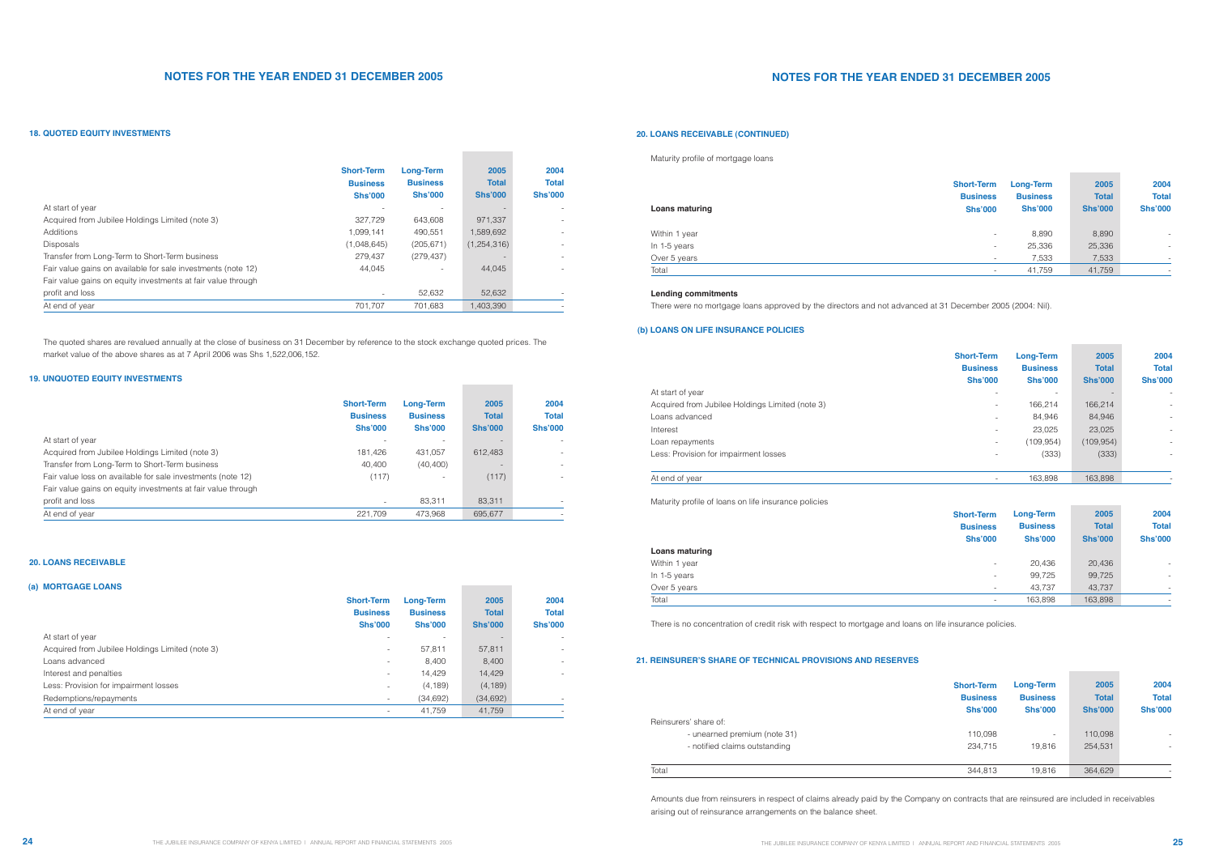## NOTES FOR THE YEAR ENDED 31 DECEMBER 2005

### 18. QUOTED EQUITY INVESTMENTS

| | Short-Term Business Shs'000 | Long-Term Business Shs'000 | 2005 Total Shs'000 | 2004 Total Shs'000 |
|---|---|---|---|---|
| At start of year | - | - | - | - |
| Acquired from Jubilee Holdings Limited (note 3) | 327,729 | 643,608 | 971,337 | - |
| Additions | 1,099,141 | 490,551 | 1,589,692 | - |
| Disposals | (1,048,645) | (205,671) | (1,254,316) | - |
| Transfer from Long-Term to Short-Term business | 279,437 | (279,437) | - | - |
| Fair value gains on available for sale investments (note 12) | 44,045 | - | 44,045 | - |
| Fair value gains on equity investments at fair value through profit and loss | - | 52,632 | 52,632 | - |
| At end of year | 701,707 | 701,683 | 1,403,390 | - |

The quoted shares are revalued annually at the close of business on 31 December by reference to the stock exchange quoted prices. The market value of the above shares as at 7 April 2006 was Shs 1,522,006,152.

### 19. UNQUOTED EQUITY INVESTMENTS

| | Short-Term Business Shs'000 | Long-Term Business Shs'000 | 2005 Total Shs'000 | 2004 Total Shs'000 |
|---|---|---|---|---|
| At start of year | - | - | - | - |
| Acquired from Jubilee Holdings Limited (note 3) | 181,426 | 431,057 | 612,483 | - |
| Transfer from Long-Term to Short-Term business | 40,400 | (40,400) | - | - |
| Fair value loss on available for sale investments (note 12) | (117) | - | (117) | - |
| Fair value gains on equity investments at fair value through profit and loss | - | 83,311 | 83,311 | - |
| At end of year | 221,709 | 473,968 | 695,677 | - |

### 20. LOANS RECEIVABLE

#### (a) MORTGAGE LOANS

| | Short-Term Business Shs'000 | Long-Term Business Shs'000 | 2005 Total Shs'000 | 2004 Total Shs'000 |
|---|---|---|---|---|
| At start of year | - | - | - | - |
| Acquired from Jubilee Holdings Limited (note 3) | - | 57,811 | 57,811 | - |
| Loans advanced | - | 8,400 | 8,400 | - |
| Interest and penalties | - | 14,429 | 14,429 | - |
| Less: Provision for impairment losses | - | (4,189) | (4,189) | |
| Redemptions/repayments | - | (34,692) | (34,692) | - |
| At end of year | - | 41,759 | 41,759 | - |

### 20. LOANS RECEIVABLE (CONTINUED)

Maturity profile of mortgage loans

| Loans maturing | Short-Term Business Shs'000 | Long-Term Business Shs'000 | 2005 Total Shs'000 | 2004 Total Shs'000 |
|---|---|---|---|---|
| Within 1 year | - | 8,890 | 8,890 | - |
| In 1-5 years | - | 25,336 | 25,336 | - |
| Over 5 years | - | 7,533 | 7,533 | - |
| Total | - | 41,759 | 41,759 | - |

**Lending commitments**

There were no mortgage loans approved by the directors and not advanced at 31 December 2005 (2004: Nil).

#### (b) LOANS ON LIFE INSURANCE POLICIES

| | Short-Term Business Shs'000 | Long-Term Business Shs'000 | 2005 Total Shs'000 | 2004 Total Shs'000 |
|---|---|---|---|---|
| At start of year | - | - | - | - |
| Acquired from Jubilee Holdings Limited (note 3) | - | 166,214 | 166,214 | - |
| Loans advanced | - | 84,946 | 84,946 | - |
| Interest | - | 23,025 | 23,025 | - |
| Loan repayments | - | (109,954) | (109,954) | - |
| Less: Provision for impairment losses | - | (333) | (333) | - |
| At end of year | - | 163,898 | 163,898 | - |

Maturity profile of loans on life insurance policies

| Loans maturing | Short-Term Business Shs'000 | Long-Term Business Shs'000 | 2005 Total Shs'000 | 2004 Total Shs'000 |
|---|---|---|---|---|
| Within 1 year | - | 20,436 | 20,436 | - |
| In 1-5 years | - | 99,725 | 99,725 | - |
| Over 5 years | - | 43,737 | 43,737 | - |
| Total | - | 163,898 | 163,898 | - |

There is no concentration of credit risk with respect to mortgage and loans on life insurance policies.

### 21. REINSURER'S SHARE OF TECHNICAL PROVISIONS AND RESERVES

| | Short-Term Business Shs'000 | Long-Term Business Shs'000 | 2005 Total Shs'000 | 2004 Total Shs'000 |
|---|---|---|---|---|
| Reinsurers' share of: | | | | |
| - unearned premium (note 31) | 110,098 | - | 110,098 | - |
| - notified claims outstanding | 234,715 | 19,816 | 254,531 | - |
| Total | 344,813 | 19,816 | 364,629 | - |

Amounts due from reinsurers in respect of claims already paid by the Company on contracts that are reinsured are included in receivables arising out of reinsurance arrangements on the balance sheet.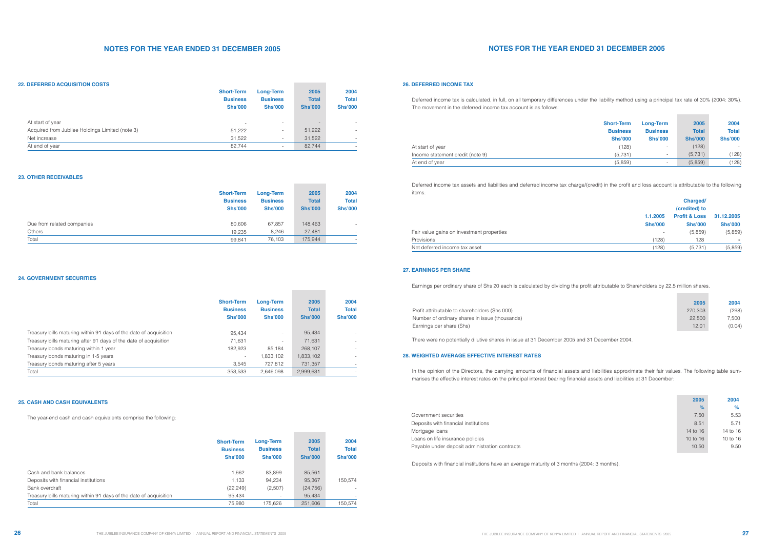## NOTES FOR THE YEAR ENDED 31 DECEMBER 2005

### 22. DEFERRED ACQUISITION COSTS

| | Short-Term Business Shs'000 | Long-Term Business Shs'000 | 2005 Total Shs'000 | 2004 Total Shs'000 |
|---|---|---|---|---|
| At start of year | - | - | - | - |
| Acquired from Jubilee Holdings Limited (note 3) | 51,222 | - | 51,222 | - |
| Net increase | 31,522 | - | 31,522 | - |
| At end of year | 82,744 | - | 82,744 | - |

### 23. OTHER RECEIVABLES

| | Short-Term Business Shs'000 | Long-Term Business Shs'000 | 2005 Total Shs'000 | 2004 Total Shs'000 |
|---|---|---|---|---|
| Due from related companies | 80,606 | 67,857 | 148,463 | - |
| Others | 19,235 | 8,246 | 27,481 | - |
| Total | 99,841 | 76,103 | 175,944 | - |

### 24. GOVERNMENT SECURITIES

| | Short-Term Business Shs'000 | Long-Term Business Shs'000 | 2005 Total Shs'000 | 2004 Total Shs'000 |
|---|---|---|---|---|
| Treasury bills maturing within 91 days of the date of acquisition | 95,434 | - | 95,434 | - |
| Treasury bills maturing after 91 days of the date of acquisition | 71,631 | - | 71,631 | - |
| Treasury bonds maturing within 1 year | 182,923 | 85,184 | 268,107 | - |
| Treasury bonds maturing in 1-5 years | - | 1,833,102 | 1,833,102 | - |
| Treasury bonds maturing after 5 years | 3,545 | 727,812 | 731,357 | - |
| Total | 353,533 | 2,646,098 | 2,999,631 | - |

### 25. CASH AND CASH EQUIVALENTS

The year-end cash and cash equivalents comprise the following:

| | Short-Term Business Shs'000 | Long-Term Business Shs'000 | 2005 Total Shs'000 | 2004 Total Shs'000 |
|---|---|---|---|---|
| Cash and bank balances | 1,662 | 83,899 | 85,561 | - |
| Deposits with financial institutions | 1,133 | 94,234 | 95,367 | 150,574 |
| Bank overdraft | (22,249) | (2,507) | (24,756) | - |
| Treasury bills maturing within 91 days of the date of acquisition | 95,434 | - | 95,434 | - |
| Total | 75,980 | 175,626 | 251,606 | 150,574 |

### 26. DEFERRED INCOME TAX

Deferred income tax is calculated, in full, on all temporary differences under the liability method using a principal tax rate of 30% (2004: 30%). The movement in the deferred income tax account is as follows:

| | Short-Term Business Shs'000 | Long-Term Business Shs'000 | 2005 Total Shs'000 | 2004 Total Shs'000 |
|---|---|---|---|---|
| At start of year | (128) | - | (128) | - |
| Income statement credit (note 9) | (5,731) | - | (5,731) | (128) |
| At end of year | (5,859) | - | (5,859) | (128) |

Deferred income tax assets and liabilities and deferred income tax charge/(credit) in the profit and loss account is attributable to the following items:

| | 1.1.2005 Shs'000 | Charged/ (credited) to Profit & Loss Shs'000 | 31.12.2005 Shs'000 |
|---|---|---|---|
| Fair value gains on investment properties | - | (5,859) | (5,859) |
| Provisions | (128) | 128 | - |
| Net deferred income tax asset | (128) | (5,731) | (5,859) |

### 27. EARNINGS PER SHARE

Earnings per ordinary share of Shs 20 each is calculated by dividing the profit attributable to Shareholders by 22.5 million shares.

| | 2005 | 2004 |
|---|---|---|
| Profit attributable to shareholders (Shs 000) | 270,303 | (298) |
| Number of ordinary shares in issue (thousands) | 22,500 | 7,500 |
| Earnings per share (Shs) | 12.01 | (0.04) |

There were no potentially dilutive shares in issue at 31 December 2005 and 31 December 2004.

### 28. WEIGHTED AVERAGE EFFECTIVE INTEREST RATES

In the opinion of the Directors, the carrying amounts of financial assets and liabilities approximate their fair values. The following table summarises the effective interest rates on the principal interest bearing financial assets and liabilities at 31 December:

| | 2005 % | 2004 % |
|---|---|---|
| Government securities | 7.50 | 5.53 |
| Deposits with financial institutions | 8.51 | 5.71 |
| Mortgage loans | 14 to 16 | 14 to 16 |
| Loans on life insurance policies | 10 to 16 | 10 to 16 |
| Payable under deposit administration contracts | 10.50 | 9.50 |

Deposits with financial institutions have an average maturity of 3 months (2004: 3 months).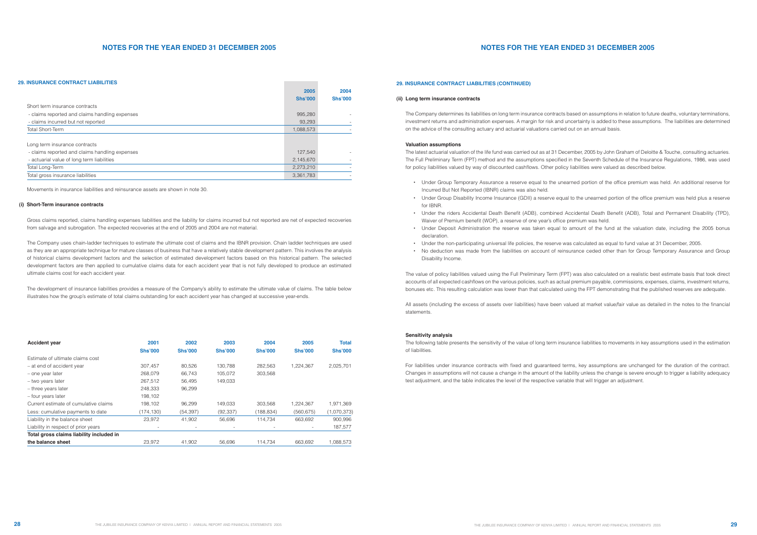## NOTES FOR THE YEAR ENDED 31 DECEMBER 2005

### 29. INSURANCE CONTRACT LIABILITIES

| | 2005 Shs'000 | 2004 Shs'000 |
|---|---|---|
| Short term insurance contracts | | |
| - claims reported and claims handling expenses | 995,280 | - |
| - claims incurred but not reported | 93,293 | - |
| Total Short-Term | 1,088,573 | - |
| | | |
| Long term insurance contracts | | |
| - claims reported and claims handling expenses | 127,540 | - |
| - actuarial value of long term liabilities | 2,145,670 | - |
| Total Long-Term | 2,273,210 | - |
| Total gross insurance liabilities | 3,361,783 | - |

Movements in insurance liabilities and reinsurance assets are shown in note 30.

#### (i) Short-Term insurance contracts

Gross claims reported, claims handling expenses liabilities and the liability for claims incurred but not reported are net of expected recoveries from salvage and subrogation. The expected recoveries at the end of 2005 and 2004 are not material.

The Company uses chain-ladder techniques to estimate the ultimate cost of claims and the IBNR provision. Chain ladder techniques are used as they are an appropriate technique for mature classes of business that have a relatively stable development pattern. This involves the analysis of historical claims development factors and the selection of estimated development factors based on this historical pattern. The selected development factors are then applied to cumulative claims data for each accident year that is not fully developed to produce an estimated ultimate claims cost for each accident year.

The development of insurance liabilities provides a measure of the Company's ability to estimate the ultimate value of claims. The table below illustrates how the group's estimate of total claims outstanding for each accident year has changed at successive year-ends.

| Accident year | 2001 Shs'000 | 2002 Shs'000 | 2003 Shs'000 | 2004 Shs'000 | 2005 Shs'000 | Total Shs'000 |
|---|---|---|---|---|---|---|
| Estimate of ultimate claims cost | | | | | | |
| – at end of accident year | 307,457 | 80,526 | 130,788 | 282,563 | 1,224,367 | 2,025,701 |
| – one year later | 268,079 | 66,743 | 105,072 | 303,568 | | |
| – two years later | 267,512 | 56,495 | 149,033 | | | |
| – three years later | 248,333 | 96,299 | | | | |
| – four years later | 198,102 | | | | | |
| Current estimate of cumulative claims | 198,102 | 96,299 | 149,033 | 303,568 | 1,224,367 | 1,971,369 |
| Less: cumulative payments to date | (174,130) | (54,397) | (92,337) | (188,834) | (560,675) | (1,070,373) |
| Liability in the balance sheet | 23,972 | 41,902 | 56,696 | 114,734 | 663,692 | 900,996 |
| Liability in respect of prior years | - | - | - | - | - | 187,577 |
| **Total gross claims liability included in the balance sheet** | 23,972 | 41,902 | 56,696 | 114,734 | 663,692 | 1,088,573 |

### 29. INSURANCE CONTRACT LIABILITIES (CONTINUED)

#### (ii) Long term insurance contracts

The Company determines its liabilities on long term insurance contracts based on assumptions in relation to future deaths, voluntary terminations, investment returns and administration expenses. A margin for risk and uncertainty is added to these assumptions. The liabilities are determined on the advice of the consulting actuary and actuarial valuations carried out on an annual basis.

**Valuation assumptions**

The latest actuarial valuation of the life fund was carried out as at 31 December, 2005 by John Graham of Deloitte & Touche, consulting actuaries. The Full Preliminary Term (FPT) method and the assumptions specified in the Seventh Schedule of the Insurance Regulations, 1986, was used for policy liabilities valued by way of discounted cashflows. Other policy liabilities were valued as described below.

- Under Group Temporary Assurance a reserve equal to the unearned portion of the office premium was held. An additional reserve for Incurred But Not Reported (IBNR) claims was also held.
- Under Group Disability Income Insurance (GDII) a reserve equal to the unearned portion of the office premium was held plus a reserve for IBNR.
- Under the riders Accidental Death Benefit (ADB), combined Accidental Death Benefit (ADB), Total and Permanent Disability (TPD), Waiver of Premium benefit (WOP), a reserve of one year's office premium was held.
- Under Deposit Administration the reserve was taken equal to amount of the fund at the valuation date, including the 2005 bonus declaration.
- Under the non-participating universal life policies, the reserve was calculated as equal to fund value at 31 December, 2005.
- No deduction was made from the liabilities on account of reinsurance ceded other than for Group Temporary Assurance and Group Disability Income.

The value of policy liabilities valued using the Full Preliminary Term (FPT) was also calculated on a realistic best estimate basis that took direct accounts of all expected cashflows on the various policies, such as actual premium payable, commissions, expenses, claims, investment returns, bonuses etc. This resulting calculation was lower than that calculated using the FPT demonstrating that the published reserves are adequate.

All assets (including the excess of assets over liabilities) have been valued at market value/fair value as detailed in the notes to the financial statements.

**Sensitivity analysis**

The following table presents the sensitivity of the value of long term insurance liabilities to movements in key assumptions used in the estimation of liabilities.

For liabilities under insurance contracts with fixed and guaranteed terms, key assumptions are unchanged for the duration of the contract. Changes in assumptions will not cause a change in the amount of the liability unless the change is severe enough to trigger a liability adequacy test adjustment, and the table indicates the level of the respective variable that will trigger an adjustment.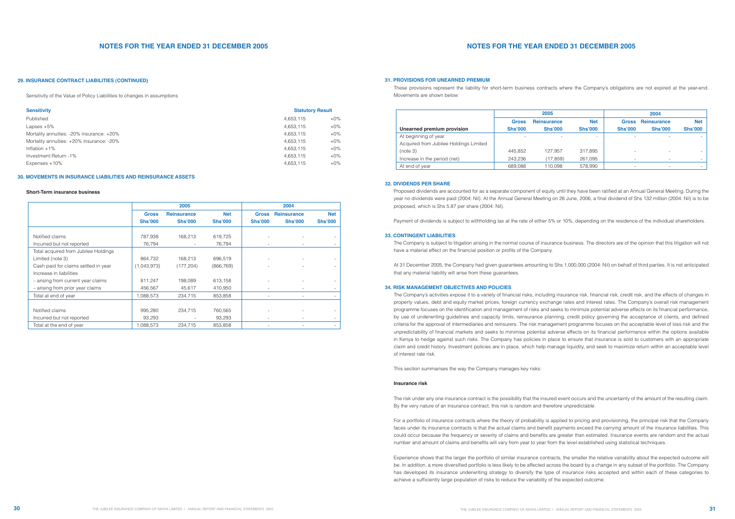## NOTES FOR THE YEAR ENDED 31 DECEMBER 2005

### 29. INSURANCE CONTRACT LIABILITIES (CONTINUED)

Sensitivity of the Value of Policy Liabilities to changes in assumptions

| Sensitivity | Statutory Result | |
|---|---|---|
| Published | 4,653,115 | +0% |
| Lapses +5% | 4,653,115 | +0% |
| Mortality annuities: -20% insurance: +20% | 4,653,115 | +0% |
| Mortality annuities: +20% insurance: -20% | 4,653,115 | +0% |
| Inflation +1% | 4,653,115 | +0% |
| Investment Return -1% | 4,653,115 | +0% |
| Expenses +10% | 4,653,115 | +0% |

### 30. MOVEMENTS IN INSURANCE LIABILITIES AND REINSURANCE ASSETS

**Short-Term insurance business**

| | 2005 | | | 2004 | | |
|---|---|---|---|---|---|---|
| | Gross Shs'000 | Reinsurance Shs'000 | Net Shs'000 | Gross Shs'000 | Reinsurance Shs'000 | Net Shs'000 |
| Notified claims | 787,938 | 168,213 | 619,725 | - | - | - |
| Incurred but not reported | 76,794 | - | 76,794 | - | - | - |
| Total acquired from Jubilee Holdings Limited (note 3) | 864,732 | 168,213 | 696,519 | - | - | - |
| Cash paid for claims settled in year | (1,043,973) | (177,204) | (866,769) | - | - | - |
| Increase in liabilities | | | | | | |
| – arising from current year claims | 811,247 | 198,089 | 613,158 | - | - | - |
| – arising from prior year claims | 456,567 | 45,617 | 410,950 | - | - | - |
| Total at end of year | 1,088,573 | 234,715 | 853,858 | - | - | - |
| Notified claims | 995,280 | 234,715 | 760,565 | - | - | - |
| Incurred but not reported | 93,293 | - | 93,293 | - | - | - |
| Total at the end of year | 1,088,573 | 234,715 | 853,858 | - | - | - |

## NOTES FOR THE YEAR ENDED 31 DECEMBER 2005

### 31. PROVISIONS FOR UNEARNED PREMIUM

These provisions represent the liability for short-term business contracts where the Company's obligations are not expired at the year-end. Movements are shown below:

| | 2005 | | | 2004 | | |
|---|---|---|---|---|---|---|
| Unearned premium provision | Gross Shs'000 | Reinsurance Shs'000 | Net Shs'000 | Gross Shs'000 | Reinsurance Shs'000 | Net Shs'000 |
| At beginning of year | - | - | - | - | - | - |
| Acquired from Jubilee Holdings Limited (note 3) | 445,852 | 127,957 | 317,895 | - | - | - |
| Increase in the period (net) | 243,236 | (17,859) | 261,095 | - | - | - |
| At end of year | 689,088 | 110,098 | 578,990 | - | - | - |

### 32. DIVIDENDS PER SHARE

Proposed dividends are accounted for as a separate component of equity until they have been ratified at an Annual General Meeting. During the year no dividends were paid (2004: Nil). At the Annual General Meeting on 26 June, 2006, a final dividend of Shs 132 million (2004: Nil) is to be proposed, which is Shs 5.87 per share (2004: Nil).

Payment of dividends is subject to withholding tax at the rate of either 5% or 10%, depending on the residence of the individual shareholders.

### 33. CONTINGENT LIABILITIES

The Company is subject to litigation arising in the normal course of insurance business. The directors are of the opinion that this litigation will not have a material effect on the financial position or profits of the Company.

At 31 December 2005, the Company had given guarantees amounting to Shs 1,000,000 (2004: Nil) on behalf of third parties. It is not anticipated that any material liability will arise from these guarantees.

### 34. RISK MANAGEMENT OBJECTIVES AND POLICIES

The Company's activities expose it to a variety of financial risks, including insurance risk, financial risk, credit risk, and the effects of changes in property values, debt and equity market prices, foreign currency exchange rates and interest rates. The Company's overall risk management programme focuses on the identification and management of risks and seeks to minimize potential adverse effects on its financial performance, by use of underwriting guidelines and capacity limits, reinsurance planning, credit policy governing the acceptance of clients, and defined criteria for the approval of intermediaries and reinsurers. The risk management programme focuses on the acceptable level of loss risk and the unpredictability of financial markets and seeks to minimise potential adverse effects on its financial performance within the options available in Kenya to hedge against such risks. The Company has policies in place to ensure that insurance is sold to customers with an appropriate claim and credit history. Investment policies are in place, which help manage liquidity, and seek to maximize return within an acceptable level of interest rate risk.

This section summarises the way the Company manages key risks:

**Insurance risk**

The risk under any one insurance contract is the possibility that the insured event occurs and the uncertainty of the amount of the resulting claim. By the very nature of an insurance contract, this risk is random and therefore unpredictable.

For a portfolio of insurance contracts where the theory of probability is applied to pricing and provisioning, the principal risk that the Company faces under its insurance contracts is that the actual claims and benefit payments exceed the carrying amount of the insurance liabilities. This could occur because the frequency or severity of claims and benefits are greater than estimated. Insurance events are random and the actual number and amount of claims and benefits will vary from year to year from the level established using statistical techniques.

Experience shows that the larger the portfolio of similar insurance contracts, the smaller the relative variability about the expected outcome will be. In addition, a more diversified portfolio is less likely to be affected across the board by a change in any subset of the portfolio. The Company has developed its insurance underwriting strategy to diversify the type of insurance risks accepted and within each of these categories to achieve a sufficiently large population of risks to reduce the variability of the expected outcome.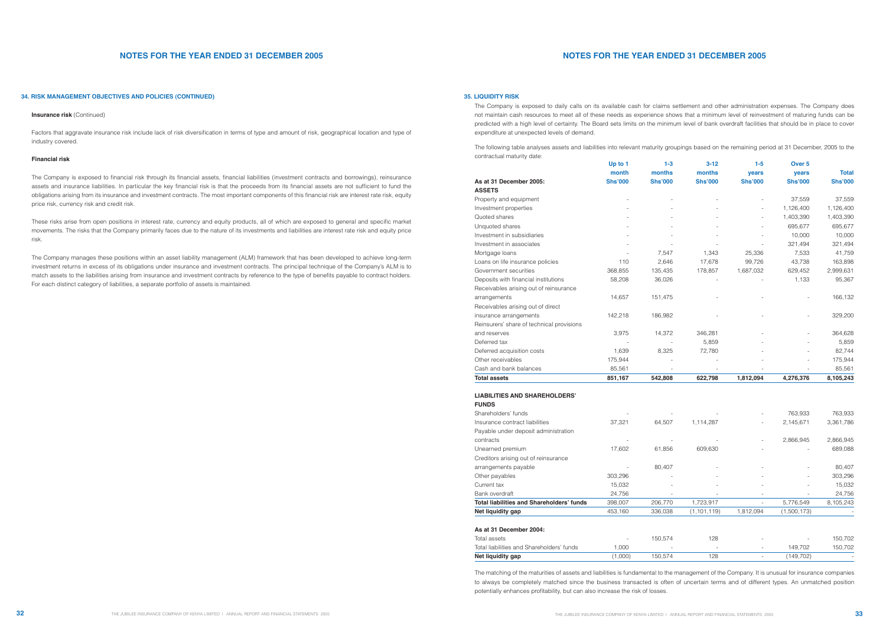# NOTES FOR THE YEAR ENDED 31 DECEMBER 2005

### 34. RISK MANAGEMENT OBJECTIVES AND POLICIES (CONTINUED)

**Insurance risk** (Continued)

Factors that aggravate insurance risk include lack of risk diversification in terms of type and amount of risk, geographical location and type of industry covered.

**Financial risk**

The Company is exposed to financial risk through its financial assets, financial liabilities (investment contracts and borrowings), reinsurance assets and insurance liabilities. In particular the key financial risk is that the proceeds from its financial assets are not sufficient to fund the obligations arising from its insurance and investment contracts. The most important components of this financial risk are interest rate risk, equity price risk, currency risk and credit risk.

These risks arise from open positions in interest rate, currency and equity products, all of which are exposed to general and specific market movements. The risks that the Company primarily faces due to the nature of its investments and liabilities are interest rate risk and equity price risk.

The Company manages these positions within an asset liability management (ALM) framework that has been developed to achieve long-term investment returns in excess of its obligations under insurance and investment contracts. The principal technique of the Company's ALM is to match assets to the liabilities arising from insurance and investment contracts by reference to the type of benefits payable to contract holders. For each distinct category of liabilities, a separate portfolio of assets is maintained.

### 35. LIQUIDITY RISK

The Company is exposed to daily calls on its available cash for claims settlement and other administration expenses. The Company does not maintain cash resources to meet all of these needs as experience shows that a minimum level of reinvestment of maturing funds can be predicted with a high level of certainty. The Board sets limits on the minimum level of bank overdraft facilities that should be in place to cover expenditure at unexpected levels of demand.

The following table analyses assets and liabilities into relevant maturity groupings based on the remaining period at 31 December, 2005 to the contractual maturity date:

| As at 31 December 2005: | Up to 1 month Shs'000 | 1-3 months Shs'000 | 3-12 months Shs'000 | 1-5 years Shs'000 | Over 5 years Shs'000 | Total Shs'000 |
|---|---|---|---|---|---|---|
| **ASSETS** | | | | | | |
| Property and equipment | - | - | - | - | 37,559 | 37,559 |
| Investment properties | - | - | - | - | 1,126,400 | 1,126,400 |
| Quoted shares | - | - | - | - | 1,403,390 | 1,403,390 |
| Unquoted shares | - | - | - | - | 695,677 | 695,677 |
| Investment in subsidiaries | - | - | - | - | 10,000 | 10,000 |
| Investment in associates | - | - | - | - | 321,494 | 321,494 |
| Mortgage loans | - | 7,547 | 1,343 | 25,336 | 7,533 | 41,759 |
| Loans on life insurance policies | 110 | 2,646 | 17,678 | 99,726 | 43,738 | 163,898 |
| Government securities | 368,855 | 135,435 | 178,857 | 1,687,032 | 629,452 | 2,999,631 |
| Deposits with financial institutions | 58,208 | 36,026 | - | - | 1,133 | 95,367 |
| Receivables arising out of reinsurance arrangements | 14,657 | 151,475 | - | - | - | 166,132 |
| Receivables arising out of direct insurance arrangements | 142,218 | 186,982 | - | - | - | 329,200 |
| Reinsurers' share of technical provisions and reserves | 3,975 | 14,372 | 346,281 | - | - | 364,628 |
| Deferred tax | - | - | 5,859 | - | - | 5,859 |
| Deferred acquisition costs | 1,639 | 8,325 | 72,780 | - | - | 82,744 |
| Other receivables | 175,944 | - | - | - | - | 175,944 |
| Cash and bank balances | 85,561 | - | - | - | - | 85,561 |
| **Total assets** | **851,167** | **542,808** | **622,798** | **1,812,094** | **4,276,376** | **8,105,243** |
| **LIABILITIES AND SHAREHOLDERS' FUNDS** | | | | | | |
| Shareholders' funds | - | - | - | - | 763,933 | 763,933 |
| Insurance contract liabilities | 37,321 | 64,507 | 1,114,287 | - | 2,145,671 | 3,361,786 |
| Payable under deposit administration contracts | - | - | - | - | 2,866,945 | 2,866,945 |
| Unearned premium | 17,602 | 61,856 | 609,630 | - | - | 689,088 |
| Creditors arising out of reinsurance arrangements payable | - | 80,407 | - | - | - | 80,407 |
| Other payables | 303,296 | - | - | - | - | 303,296 |
| Current tax | 15,032 | - | - | - | - | 15,032 |
| Bank overdraft | 24,756 | - | - | - | - | 24,756 |
| **Total liabilities and Shareholders' funds** | 398,007 | 206,770 | 1,723,917 | - | 5,776,549 | 8,105,243 |
| **Net liquidity gap** | 453,160 | 336,038 | (1,101,119) | 1,812,094 | (1,500,173) | - |
| **As at 31 December 2004:** | | | | | | |
| Total assets | - | 150,574 | 128 | - | - | 150,702 |
| Total liabilities and Shareholders' funds | 1,000 | - | - | - | 149,702 | 150,702 |
| **Net liquidity gap** | (1,000) | 150,574 | 128 | - | (149,702) | - |

The matching of the maturities of assets and liabilities is fundamental to the management of the Company. It is unusual for insurance companies to always be completely matched since the business transacted is often of uncertain terms and of different types. An unmatched position potentially enhances profitability, but can also increase the risk of losses.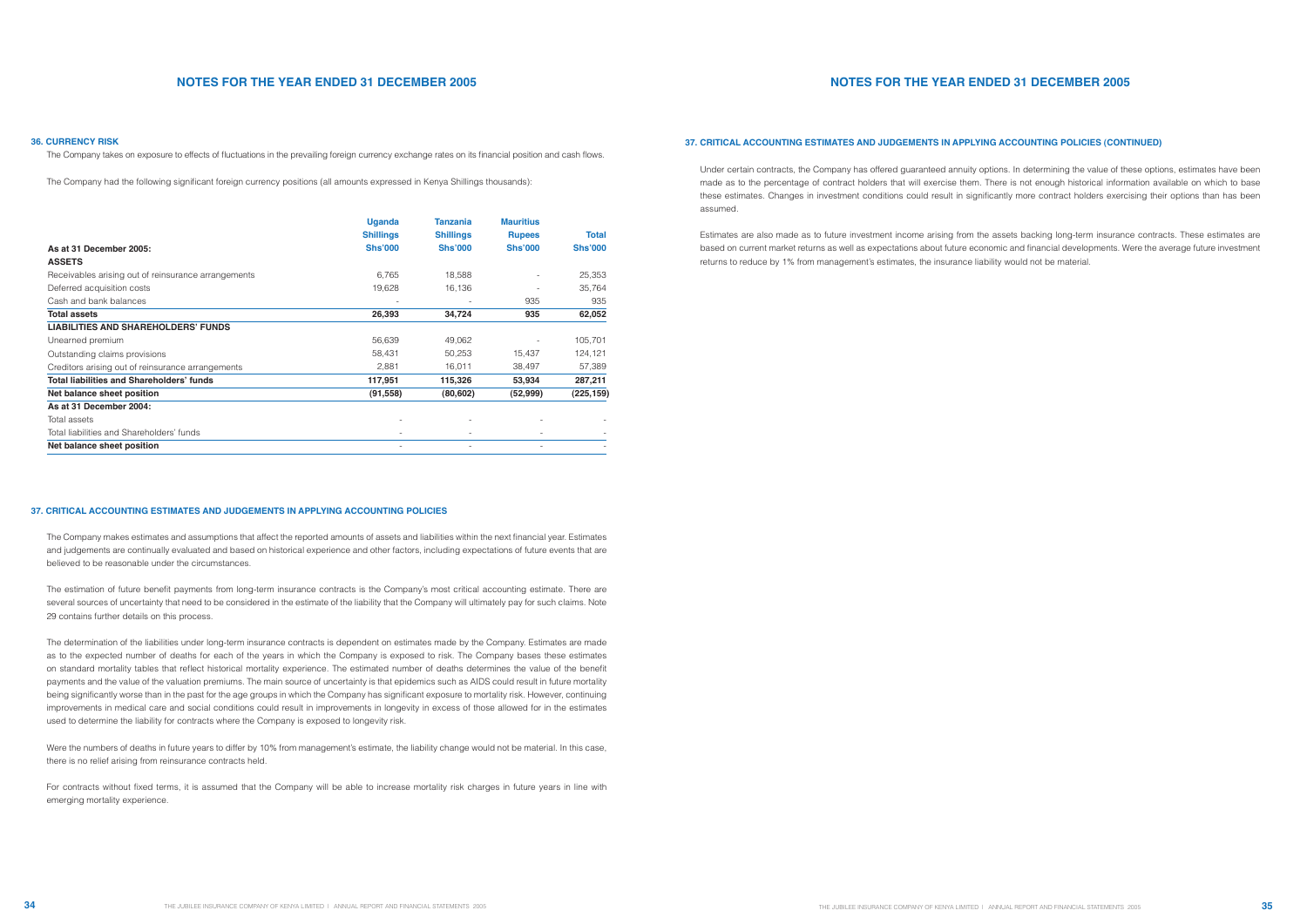## NOTES FOR THE YEAR ENDED 31 DECEMBER 2005

### 36. CURRENCY RISK

The Company takes on exposure to effects of fluctuations in the prevailing foreign currency exchange rates on its financial position and cash flows.

The Company had the following significant foreign currency positions (all amounts expressed in Kenya Shillings thousands):

| | Uganda Shillings Shs'000 | Tanzania Shillings Shs'000 | Mauritius Rupees Shs'000 | Total Shs'000 |
|---|---|---|---|---|
| **As at 31 December 2005:** | | | | |
| **ASSETS** | | | | |
| Receivables arising out of reinsurance arrangements | 6,765 | 18,588 | - | 25,353 |
| Deferred acquisition costs | 19,628 | 16,136 | - | 35,764 |
| Cash and bank balances | - | - | 935 | 935 |
| **Total assets** | **26,393** | **34,724** | **935** | **62,052** |
| **LIABILITIES AND SHAREHOLDERS' FUNDS** | | | | |
| Unearned premium | 56,639 | 49,062 | - | 105,701 |
| Outstanding claims provisions | 58,431 | 50,253 | 15,437 | 124,121 |
| Creditors arising out of reinsurance arrangements | 2,881 | 16,011 | 38,497 | 57,389 |
| **Total liabilities and Shareholders' funds** | **117,951** | **115,326** | **53,934** | **287,211** |
| **Net balance sheet position** | **(91,558)** | **(80,602)** | **(52,999)** | **(225,159)** |
| **As at 31 December 2004:** | | | | |
| Total assets | - | - | - | - |
| Total liabilities and Shareholders' funds | - | - | - | - |
| **Net balance sheet position** | - | - | - | - |

### 37. CRITICAL ACCOUNTING ESTIMATES AND JUDGEMENTS IN APPLYING ACCOUNTING POLICIES

The Company makes estimates and assumptions that affect the reported amounts of assets and liabilities within the next financial year. Estimates and judgements are continually evaluated and based on historical experience and other factors, including expectations of future events that are believed to be reasonable under the circumstances.

The estimation of future benefit payments from long-term insurance contracts is the Company's most critical accounting estimate. There are several sources of uncertainty that need to be considered in the estimate of the liability that the Company will ultimately pay for such claims. Note 29 contains further details on this process.

The determination of the liabilities under long-term insurance contracts is dependent on estimates made by the Company. Estimates are made as to the expected number of deaths for each of the years in which the Company is exposed to risk. The Company bases these estimates on standard mortality tables that reflect historical mortality experience. The estimated number of deaths determines the value of the benefit payments and the value of the valuation premiums. The main source of uncertainty is that epidemics such as AIDS could result in future mortality being significantly worse than in the past for the age groups in which the Company has significant exposure to mortality risk. However, continuing improvements in medical care and social conditions could result in improvements in longevity in excess of those allowed for in the estimates used to determine the liability for contracts where the Company is exposed to longevity risk.

Were the numbers of deaths in future years to differ by 10% from management's estimate, the liability change would not be material. In this case, there is no relief arising from reinsurance contracts held.

For contracts without fixed terms, it is assumed that the Company will be able to increase mortality risk charges in future years in line with emerging mortality experience.

## NOTES FOR THE YEAR ENDED 31 DECEMBER 2005

### 37. CRITICAL ACCOUNTING ESTIMATES AND JUDGEMENTS IN APPLYING ACCOUNTING POLICIES (CONTINUED)

Under certain contracts, the Company has offered guaranteed annuity options. In determining the value of these options, estimates have been made as to the percentage of contract holders that will exercise them. There is not enough historical information available on which to base these estimates. Changes in investment conditions could result in significantly more contract holders exercising their options than has been assumed.

Estimates are also made as to future investment income arising from the assets backing long-term insurance contracts. These estimates are based on current market returns as well as expectations about future economic and financial developments. Were the average future investment returns to reduce by 1% from management's estimates, the insurance liability would not be material.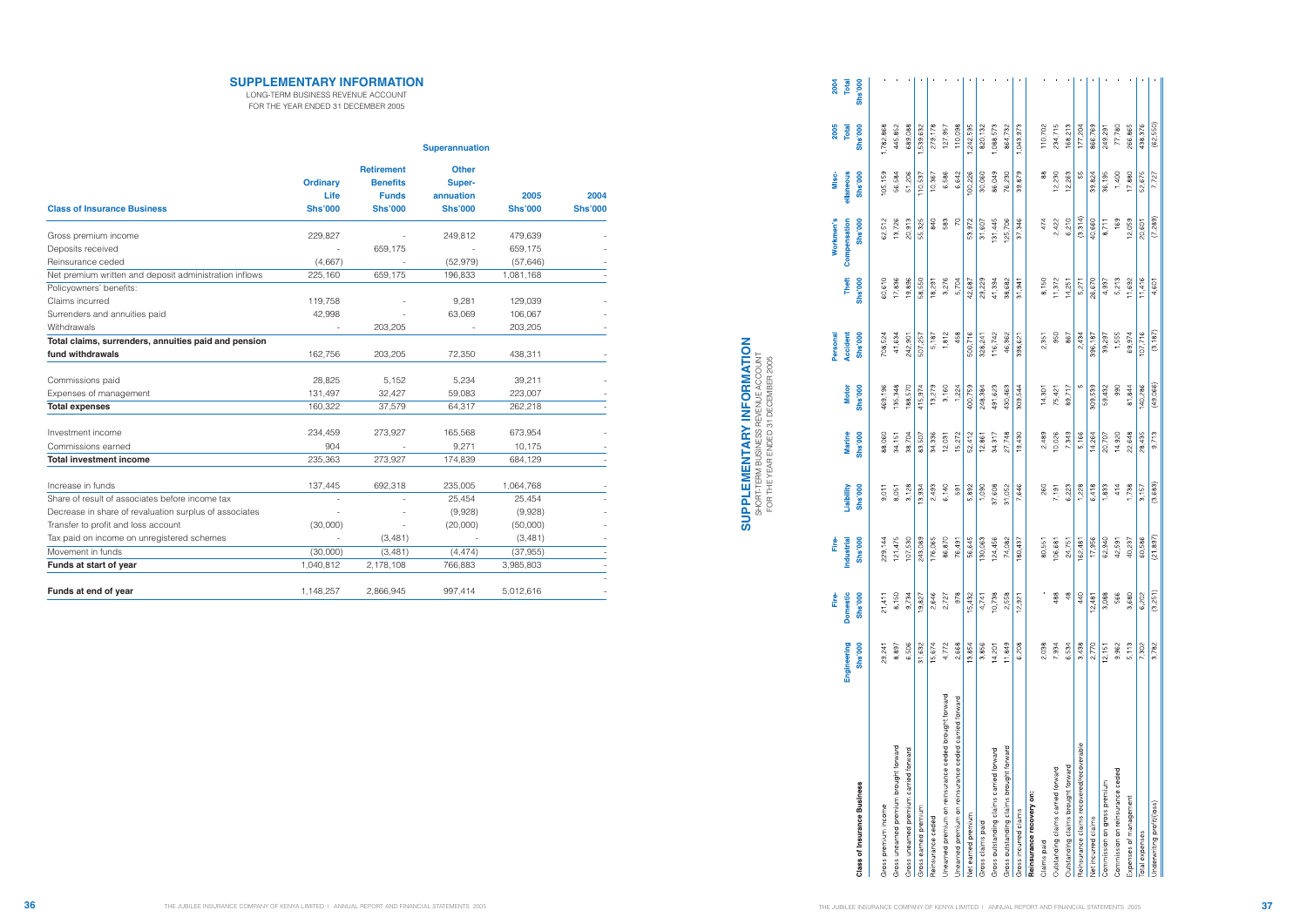# SUPPLEMENTARY INFORMATION

LONG-TERM BUSINESS REVENUE ACCOUNT
FOR THE YEAR ENDED 31 DECEMBER 2005

| | | | Superannuation | | |
|---|---|---|---|---|---|
| **Class of Insurance Business** | **Ordinary Life Shs'000** | **Retirement Benefits Funds Shs'000** | **Other Super-annuation Shs'000** | **2005 Shs'000** | **2004 Shs'000** |
| Gross premium income | 229,827 | - | 249,812 | 479,639 | - |
| Deposits received | - | 659,175 | - | 659,175 | - |
| Reinsurance ceded | (4,667) | - | (52,979) | (57,646) | - |
| Net premium written and deposit administration inflows | 225,160 | 659,175 | 196,833 | 1,081,168 | - |
| Policyowners' benefits: | | | | | |
| Claims incurred | 119,758 | - | 9,281 | 129,039 | - |
| Surrenders and annuities paid | 42,998 | - | 63,069 | 106,067 | - |
| Withdrawals | - | 203,205 | - | 203,205 | - |
| **Total claims, surrenders, annuities paid and pension fund withdrawals** | 162,756 | 203,205 | 72,350 | 438,311 | - |
| Commissions paid | 28,825 | 5,152 | 5,234 | 39,211 | - |
| Expenses of management | 131,497 | 32,427 | 59,083 | 223,007 | - |
| **Total expenses** | 160,322 | 37,579 | 64,317 | 262,218 | - |
| Investment income | 234,459 | 273,927 | 165,568 | 673,954 | - |
| Commissions earned | 904 | - | 9,271 | 10,175 | - |
| **Total investment income** | 235,363 | 273,927 | 174,839 | 684,129 | - |
| Increase in funds | 137,445 | 692,318 | 235,005 | 1,064,768 | - |
| Share of result of associates before income tax | - | - | 25,454 | 25,454 | - |
| Decrease in share of revaluation surplus of associates | - | - | (9,928) | (9,928) | - |
| Transfer to profit and loss account | (30,000) | - | (20,000) | (50,000) | - |
| Tax paid on income on unregistered schemes | - | (3,481) | - | (3,481) | - |
| Movement in funds | (30,000) | (3,481) | (4,474) | (37,955) | - |
| **Funds at start of year** | 1,040,812 | 2,178,108 | 766,883 | 3,985,803 | - |
| **Funds at end of year** | 1,148,257 | 2,866,945 | 997,414 | 5,012,616 | - |

# SUPPLEMENTARY INFORMATION

SHORT-TERM BUSINESS REVENUE ACCOUNT
FOR THE YEAR ENDED 31 DECEMBER 2005

| **Class of Insurance Business** | **Engineering Shs'000** | **Fire-Domestic Shs'000** | **Fire-Industrial Shs'000** | **Liability Shs'000** | **Marine Shs'000** | **Motor Shs'000** | **Personal Accident Shs'000** | **Theft Shs'000** | **Workmen's Compensation Shs'000** | **Misc-ellaneous Shs'000** | **2005 Total Shs'000** | **2004 Total Shs'000** |
|---|---|---|---|---|---|---|---|---|---|---|---|---|
| Gross premium income | 29,241 | 21,411 | 229,144 | 9,011 | 88,060 | 469,196 | 708,524 | 60,610 | 62,512 | 105,159 | 1,782,868 | - |
| Gross unearned premium brought forward | 8,897 | 8,150 | 121,475 | 8,051 | 34,151 | 135,348 | 41,634 | 17,836 | 13,726 | 56,584 | 445,852 | - |
| Gross unearned premium carried forward | 6,506 | 9,734 | 107,530 | 3,128 | 38,704 | 188,570 | 242,901 | 19,896 | 20,913 | 51,206 | 689,088 | - |
| Gross earned premium | 31,632 | 19,827 | 243,089 | 13,934 | 83,507 | 415,974 | 507,257 | 58,550 | 55,325 | 110,537 | 1,539,632 | - |
| Reinsurance ceded | 15,674 | 2,646 | 176,065 | 2,493 | 34,336 | 13,279 | 5,187 | 18,291 | 840 | 10,367 | 279,178 | - |
| Unearned premium on reinsurance ceded brought forward | 4,772 | 2,727 | 86,870 | 6,140 | 12,031 | 3,160 | 1,812 | 3,276 | 583 | 6,586 | 127,957 | - |
| Unearned premium on reinsurance ceded carried forward | 2,668 | 978 | 76,491 | 591 | 15,272 | 1,224 | 458 | 5,704 | 70 | 6,642 | 110,098 | - |
| Net earned premium | 13,854 | 15,432 | 56,645 | 5,892 | 52,412 | 400,759 | 500,716 | 42,687 | 53,972 | 100,226 | 1,242,595 | - |
| Gross claims paid | 3,856 | 4,741 | 130,069 | 1,090 | 12,861 | 248,384 | 328,241 | 29,229 | 31,607 | 30,060 | 820,132 | - |
| Gross outstanding claims carried forward | 14,201 | 10,738 | 124,456 | 37,608 | 34,317 | 491,623 | 116,742 | 41,394 | 131,445 | 86,049 | 1,088,573 | - |
| Gross outstanding claims brought forward | 11,849 | 2,558 | 74,082 | 31,052 | 27,748 | 430,463 | 46,362 | 38,682 | 125,706 | 76,230 | 864,732 | - |
| Gross incurred claims | 6,208 | 12,921 | 180,437 | 7,646 | 19,430 | 309,544 | 398,621 | 31,941 | 37,346 | 39,879 | 1,043,973 | - |
| **Reinsurance recovery on:** | | | | | | | | | | | | |
| Claims paid | 2,098 | - | 80,551 | 260 | 2,489 | 14,301 | 2,351 | 8,150 | 474 | 88 | 110,702 | - |
| Outstanding claims carried forward | 7,934 | 488 | 106,681 | 7,191 | 10,026 | 75,421 | 950 | 11,372 | 2,422 | 12,230 | 234,715 | - |
| Outstanding claims brought forward | 6,594 | 48 | 24,751 | 6,223 | 7,349 | 89,717 | 867 | 14,251 | 6,210 | 12,263 | 168,213 | - |
| Reinsurance claims recovered/recoverable | 3,438 | 440 | 162,481 | 1,228 | 5,166 | 5 | 2,434 | 5,271 | (3,314) | 55 | 177,204 | - |
| Net incurred claims | 2,770 | 12,481 | 17,956 | 6,418 | 14,264 | 309,539 | 396,187 | 26,670 | 40,660 | 39,824 | 866,769 | - |
| Commission on gross premium | 12,151 | 3,088 | 62,940 | 1,833 | 20,707 | 59,432 | 39,297 | 4,937 | 8,711 | 36,195 | 249,291 | - |
| Commission on reinsurance ceded | 9,962 | 566 | 42,591 | 414 | 14,920 | 990 | 1,555 | 5,213 | 169 | 1,400 | 77,780 | - |
| Expenses of management | 5,113 | 3,680 | 40,237 | 1,798 | 22,648 | 81,844 | 69,974 | 11,692 | 12,059 | 17,880 | 266,865 | - |
| Total expenses | 7,302 | 6,202 | 60,586 | 3,157 | 28,435 | 140,286 | 107,716 | 11,416 | 20,601 | 52,675 | 438,976 | - |
| Underwriting profit/(loss) | 3,782 | (3,251) | (21,897) | (3,683) | 9,713 | (49,066) | (3,187) | 4,601 | (7,289) | 7,727 | (62,550) | - |